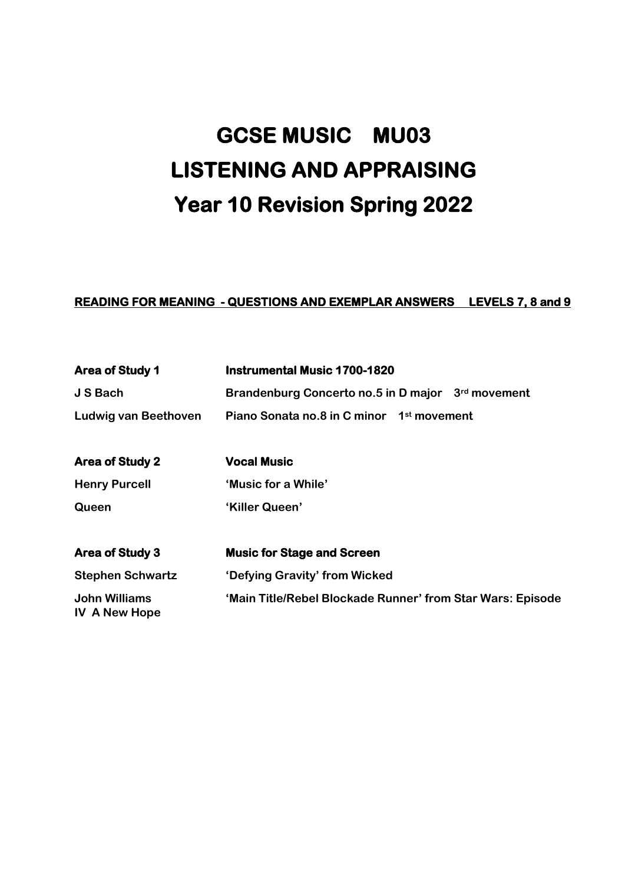# GCSE MUSIC MU03
# LISTENING AND APPRAISING
# Year 10 Revision Spring 2022

**READING FOR MEANING - QUESTIONS AND EXEMPLAR ANSWERS LEVELS 7, 8 and 9**

| | |
|---|---|
| **Area of Study 1** | **Instrumental Music 1700-1820** |
| **J S Bach** | **Brandenburg Concerto no.5 in D major 3rd movement** |
| **Ludwig van Beethoven** | **Piano Sonata no.8 in C minor 1st movement** |
| | |
| **Area of Study 2** | **Vocal Music** |
| **Henry Purcell** | **'Music for a While'** |
| **Queen** | **'Killer Queen'** |
| | |
| **Area of Study 3** | **Music for Stage and Screen** |
| **Stephen Schwartz** | **'Defying Gravity' from Wicked** |
| **John Williams** | **'Main Title/Rebel Blockade Runner' from Star Wars: Episode IV A New Hope** |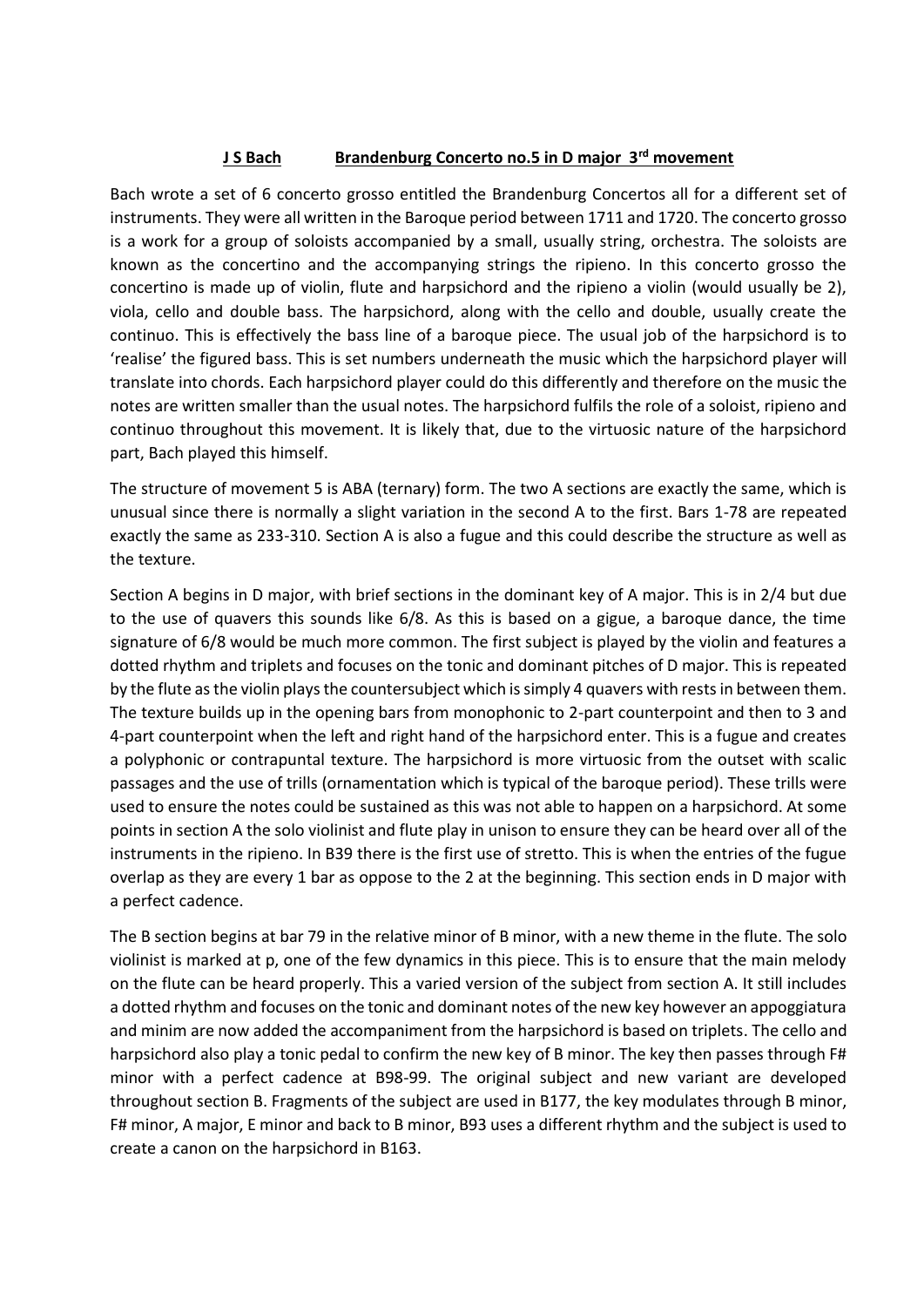## J S Bach Brandenburg Concerto no.5 in D major 3rd movement

Bach wrote a set of 6 concerto grosso entitled the Brandenburg Concertos all for a different set of instruments. They were all written in the Baroque period between 1711 and 1720. The concerto grosso is a work for a group of soloists accompanied by a small, usually string, orchestra. The soloists are known as the concertino and the accompanying strings the ripieno. In this concerto grosso the concertino is made up of violin, flute and harpsichord and the ripieno a violin (would usually be 2), viola, cello and double bass. The harpsichord, along with the cello and double, usually create the continuo. This is effectively the bass line of a baroque piece. The usual job of the harpsichord is to 'realise' the figured bass. This is set numbers underneath the music which the harpsichord player will translate into chords. Each harpsichord player could do this differently and therefore on the music the notes are written smaller than the usual notes. The harpsichord fulfils the role of a soloist, ripieno and continuo throughout this movement. It is likely that, due to the virtuosic nature of the harpsichord part, Bach played this himself.

The structure of movement 5 is ABA (ternary) form. The two A sections are exactly the same, which is unusual since there is normally a slight variation in the second A to the first. Bars 1-78 are repeated exactly the same as 233-310. Section A is also a fugue and this could describe the structure as well as the texture.

Section A begins in D major, with brief sections in the dominant key of A major. This is in 2/4 but due to the use of quavers this sounds like 6/8. As this is based on a gigue, a baroque dance, the time signature of 6/8 would be much more common. The first subject is played by the violin and features a dotted rhythm and triplets and focuses on the tonic and dominant pitches of D major. This is repeated by the flute as the violin plays the countersubject which is simply 4 quavers with rests in between them. The texture builds up in the opening bars from monophonic to 2-part counterpoint and then to 3 and 4-part counterpoint when the left and right hand of the harpsichord enter. This is a fugue and creates a polyphonic or contrapuntal texture. The harpsichord is more virtuosic from the outset with scalic passages and the use of trills (ornamentation which is typical of the baroque period). These trills were used to ensure the notes could be sustained as this was not able to happen on a harpsichord. At some points in section A the solo violinist and flute play in unison to ensure they can be heard over all of the instruments in the ripieno. In B39 there is the first use of stretto. This is when the entries of the fugue overlap as they are every 1 bar as oppose to the 2 at the beginning. This section ends in D major with a perfect cadence.

The B section begins at bar 79 in the relative minor of B minor, with a new theme in the flute. The solo violinist is marked at p, one of the few dynamics in this piece. This is to ensure that the main melody on the flute can be heard properly. This a varied version of the subject from section A. It still includes a dotted rhythm and focuses on the tonic and dominant notes of the new key however an appoggiatura and minim are now added the accompaniment from the harpsichord is based on triplets. The cello and harpsichord also play a tonic pedal to confirm the new key of B minor. The key then passes through F# minor with a perfect cadence at B98-99. The original subject and new variant are developed throughout section B. Fragments of the subject are used in B177, the key modulates through B minor, F# minor, A major, E minor and back to B minor, B93 uses a different rhythm and the subject is used to create a canon on the harpsichord in B163.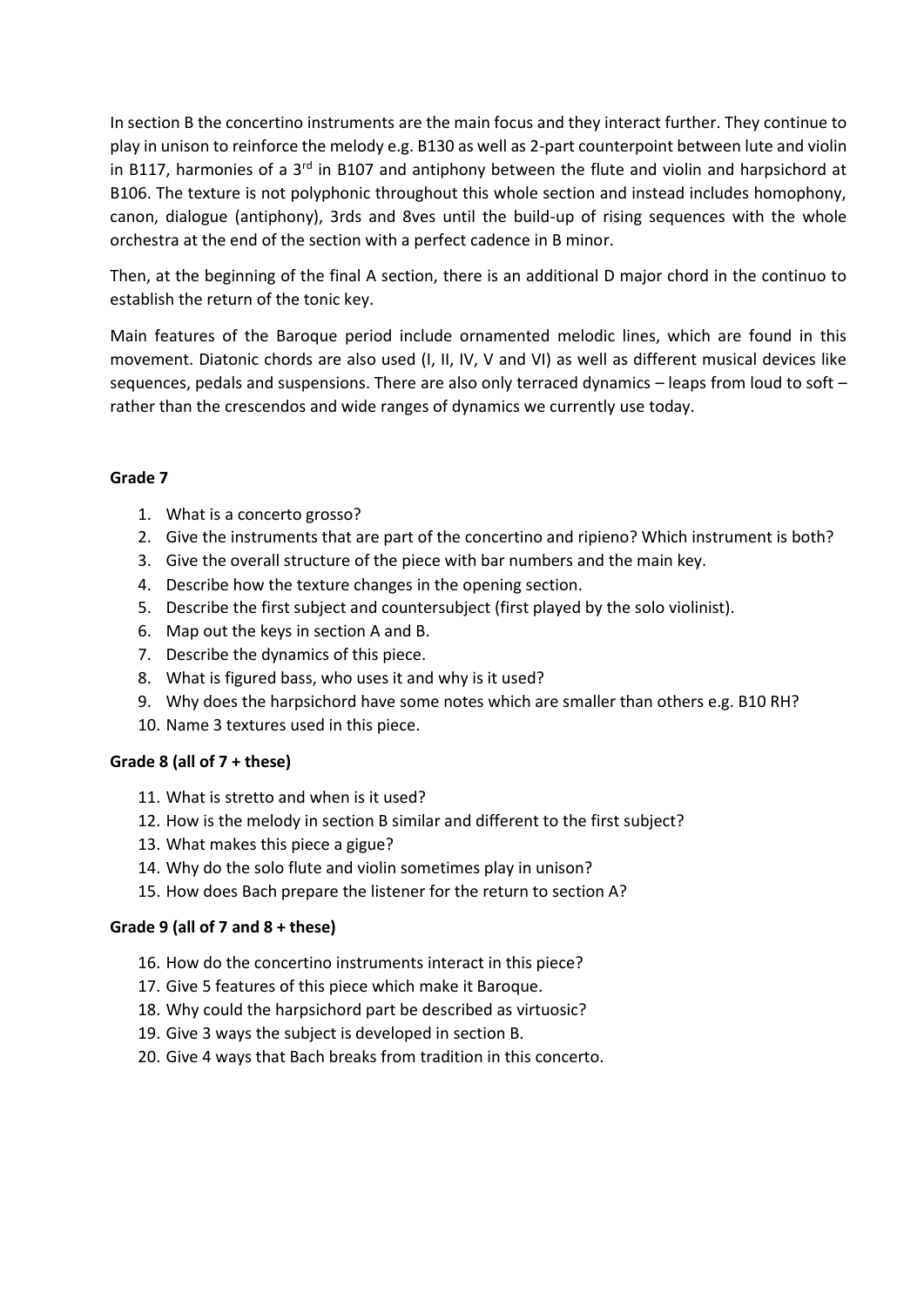In section B the concertino instruments are the main focus and they interact further. They continue to play in unison to reinforce the melody e.g. B130 as well as 2-part counterpoint between lute and violin in B117, harmonies of a 3rd in B107 and antiphony between the flute and violin and harpsichord at B106. The texture is not polyphonic throughout this whole section and instead includes homophony, canon, dialogue (antiphony), 3rds and 8ves until the build-up of rising sequences with the whole orchestra at the end of the section with a perfect cadence in B minor.

Then, at the beginning of the final A section, there is an additional D major chord in the continuo to establish the return of the tonic key.

Main features of the Baroque period include ornamented melodic lines, which are found in this movement. Diatonic chords are also used (I, II, IV, V and VI) as well as different musical devices like sequences, pedals and suspensions. There are also only terraced dynamics – leaps from loud to soft – rather than the crescendos and wide ranges of dynamics we currently use today.

#### Grade 7

1. What is a concerto grosso?
2. Give the instruments that are part of the concertino and ripieno? Which instrument is both?
3. Give the overall structure of the piece with bar numbers and the main key.
4. Describe how the texture changes in the opening section.
5. Describe the first subject and countersubject (first played by the solo violinist).
6. Map out the keys in section A and B.
7. Describe the dynamics of this piece.
8. What is figured bass, who uses it and why is it used?
9. Why does the harpsichord have some notes which are smaller than others e.g. B10 RH?
10. Name 3 textures used in this piece.

#### Grade 8 (all of 7 + these)

11. What is stretto and when is it used?
12. How is the melody in section B similar and different to the first subject?
13. What makes this piece a gigue?
14. Why do the solo flute and violin sometimes play in unison?
15. How does Bach prepare the listener for the return to section A?

#### Grade 9 (all of 7 and 8 + these)

16. How do the concertino instruments interact in this piece?
17. Give 5 features of this piece which make it Baroque.
18. Why could the harpsichord part be described as virtuosic?
19. Give 3 ways the subject is developed in section B.
20. Give 4 ways that Bach breaks from tradition in this concerto.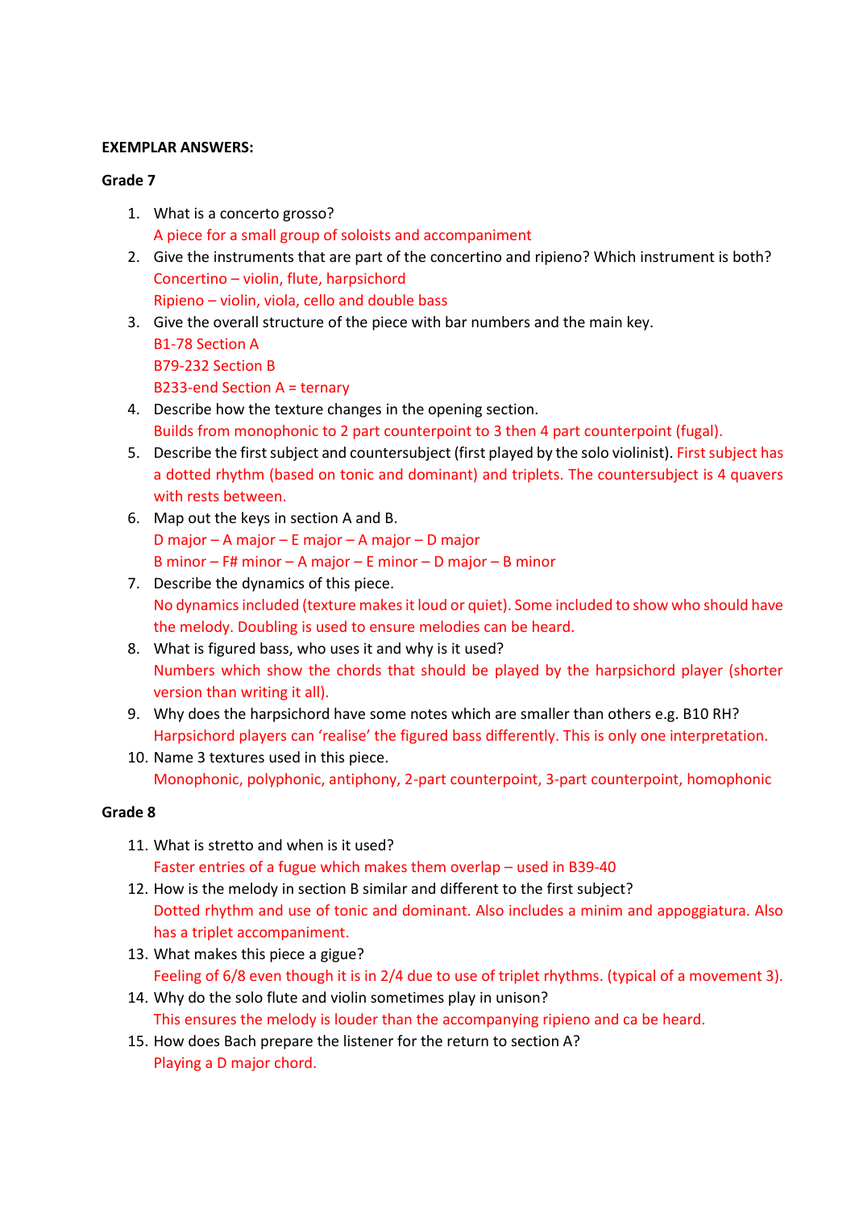**EXEMPLAR ANSWERS:**

**Grade 7**

1. What is a concerto grosso?
   A piece for a small group of soloists and accompaniment
2. Give the instruments that are part of the concertino and ripieno? Which instrument is both?
   Concertino – violin, flute, harpsichord
   Ripieno – violin, viola, cello and double bass
3. Give the overall structure of the piece with bar numbers and the main key.
   B1-78 Section A
   B79-232 Section B
   B233-end Section A = ternary
4. Describe how the texture changes in the opening section.
   Builds from monophonic to 2 part counterpoint to 3 then 4 part counterpoint (fugal).
5. Describe the first subject and countersubject (first played by the solo violinist). First subject has a dotted rhythm (based on tonic and dominant) and triplets. The countersubject is 4 quavers with rests between.
6. Map out the keys in section A and B.
   D major – A major – E major – A major – D major
   B minor – F# minor – A major – E minor – D major – B minor
7. Describe the dynamics of this piece.
   No dynamics included (texture makes it loud or quiet). Some included to show who should have the melody. Doubling is used to ensure melodies can be heard.
8. What is figured bass, who uses it and why is it used?
   Numbers which show the chords that should be played by the harpsichord player (shorter version than writing it all).
9. Why does the harpsichord have some notes which are smaller than others e.g. B10 RH?
   Harpsichord players can 'realise' the figured bass differently. This is only one interpretation.
10. Name 3 textures used in this piece.
    Monophonic, polyphonic, antiphony, 2-part counterpoint, 3-part counterpoint, homophonic

**Grade 8**

11. What is stretto and when is it used?
    Faster entries of a fugue which makes them overlap – used in B39-40
12. How is the melody in section B similar and different to the first subject?
    Dotted rhythm and use of tonic and dominant. Also includes a minim and appoggiatura. Also has a triplet accompaniment.
13. What makes this piece a gigue?
    Feeling of 6/8 even though it is in 2/4 due to use of triplet rhythms. (typical of a movement 3).
14. Why do the solo flute and violin sometimes play in unison?
    This ensures the melody is louder than the accompanying ripieno and ca be heard.
15. How does Bach prepare the listener for the return to section A?
    Playing a D major chord.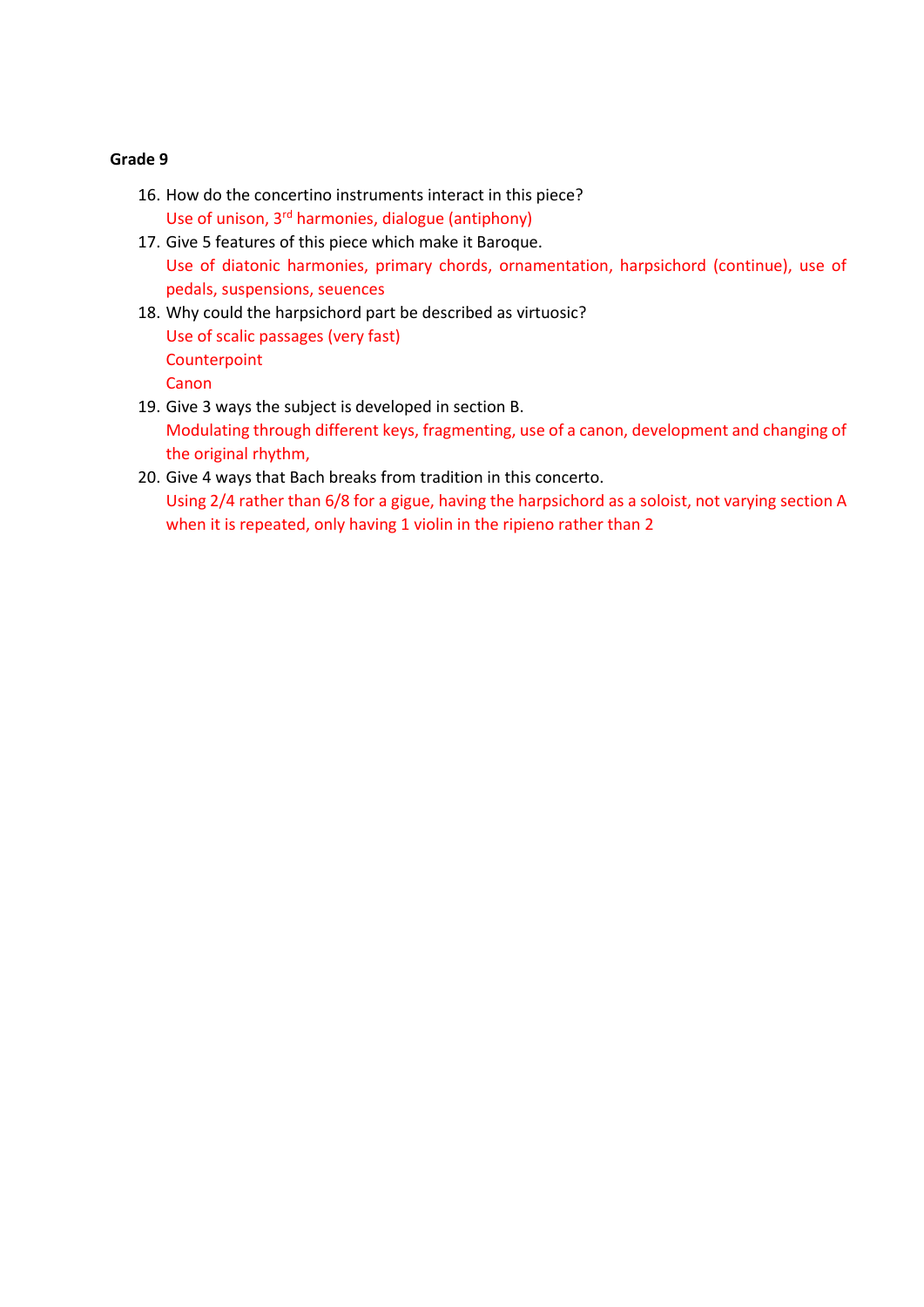**Grade 9**

16. How do the concertino instruments interact in this piece?
    Use of unison, 3rd harmonies, dialogue (antiphony)
17. Give 5 features of this piece which make it Baroque.
    Use of diatonic harmonies, primary chords, ornamentation, harpsichord (continue), use of pedals, suspensions, seuences
18. Why could the harpsichord part be described as virtuosic?
    Use of scalic passages (very fast)
    Counterpoint
    Canon
19. Give 3 ways the subject is developed in section B.
    Modulating through different keys, fragmenting, use of a canon, development and changing of the original rhythm,
20. Give 4 ways that Bach breaks from tradition in this concerto.
    Using 2/4 rather than 6/8 for a gigue, having the harpsichord as a soloist, not varying section A when it is repeated, only having 1 violin in the ripieno rather than 2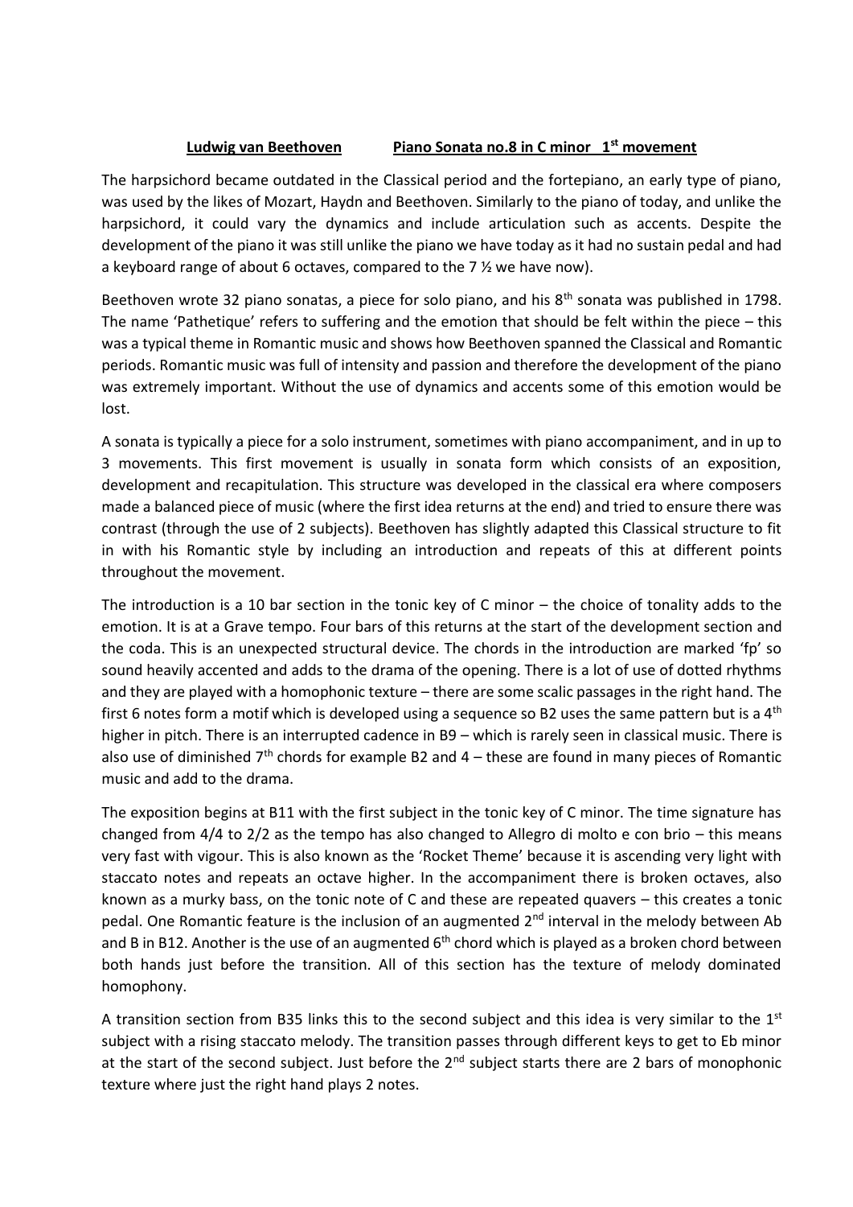**Ludwig van Beethoven** **Piano Sonata no.8 in C minor 1st movement**

The harpsichord became outdated in the Classical period and the fortepiano, an early type of piano, was used by the likes of Mozart, Haydn and Beethoven. Similarly to the piano of today, and unlike the harpsichord, it could vary the dynamics and include articulation such as accents. Despite the development of the piano it was still unlike the piano we have today as it had no sustain pedal and had a keyboard range of about 6 octaves, compared to the 7 ½ we have now).

Beethoven wrote 32 piano sonatas, a piece for solo piano, and his 8th sonata was published in 1798. The name 'Pathetique' refers to suffering and the emotion that should be felt within the piece – this was a typical theme in Romantic music and shows how Beethoven spanned the Classical and Romantic periods. Romantic music was full of intensity and passion and therefore the development of the piano was extremely important. Without the use of dynamics and accents some of this emotion would be lost.

A sonata is typically a piece for a solo instrument, sometimes with piano accompaniment, and in up to 3 movements. This first movement is usually in sonata form which consists of an exposition, development and recapitulation. This structure was developed in the classical era where composers made a balanced piece of music (where the first idea returns at the end) and tried to ensure there was contrast (through the use of 2 subjects). Beethoven has slightly adapted this Classical structure to fit in with his Romantic style by including an introduction and repeats of this at different points throughout the movement.

The introduction is a 10 bar section in the tonic key of C minor – the choice of tonality adds to the emotion. It is at a Grave tempo. Four bars of this returns at the start of the development section and the coda. This is an unexpected structural device. The chords in the introduction are marked 'fp' so sound heavily accented and adds to the drama of the opening. There is a lot of use of dotted rhythms and they are played with a homophonic texture – there are some scalic passages in the right hand. The first 6 notes form a motif which is developed using a sequence so B2 uses the same pattern but is a 4th higher in pitch. There is an interrupted cadence in B9 – which is rarely seen in classical music. There is also use of diminished 7th chords for example B2 and 4 – these are found in many pieces of Romantic music and add to the drama.

The exposition begins at B11 with the first subject in the tonic key of C minor. The time signature has changed from 4/4 to 2/2 as the tempo has also changed to Allegro di molto e con brio – this means very fast with vigour. This is also known as the 'Rocket Theme' because it is ascending very light with staccato notes and repeats an octave higher. In the accompaniment there is broken octaves, also known as a murky bass, on the tonic note of C and these are repeated quavers – this creates a tonic pedal. One Romantic feature is the inclusion of an augmented 2nd interval in the melody between Ab and B in B12. Another is the use of an augmented 6th chord which is played as a broken chord between both hands just before the transition. All of this section has the texture of melody dominated homophony.

A transition section from B35 links this to the second subject and this idea is very similar to the 1st subject with a rising staccato melody. The transition passes through different keys to get to Eb minor at the start of the second subject. Just before the 2nd subject starts there are 2 bars of monophonic texture where just the right hand plays 2 notes.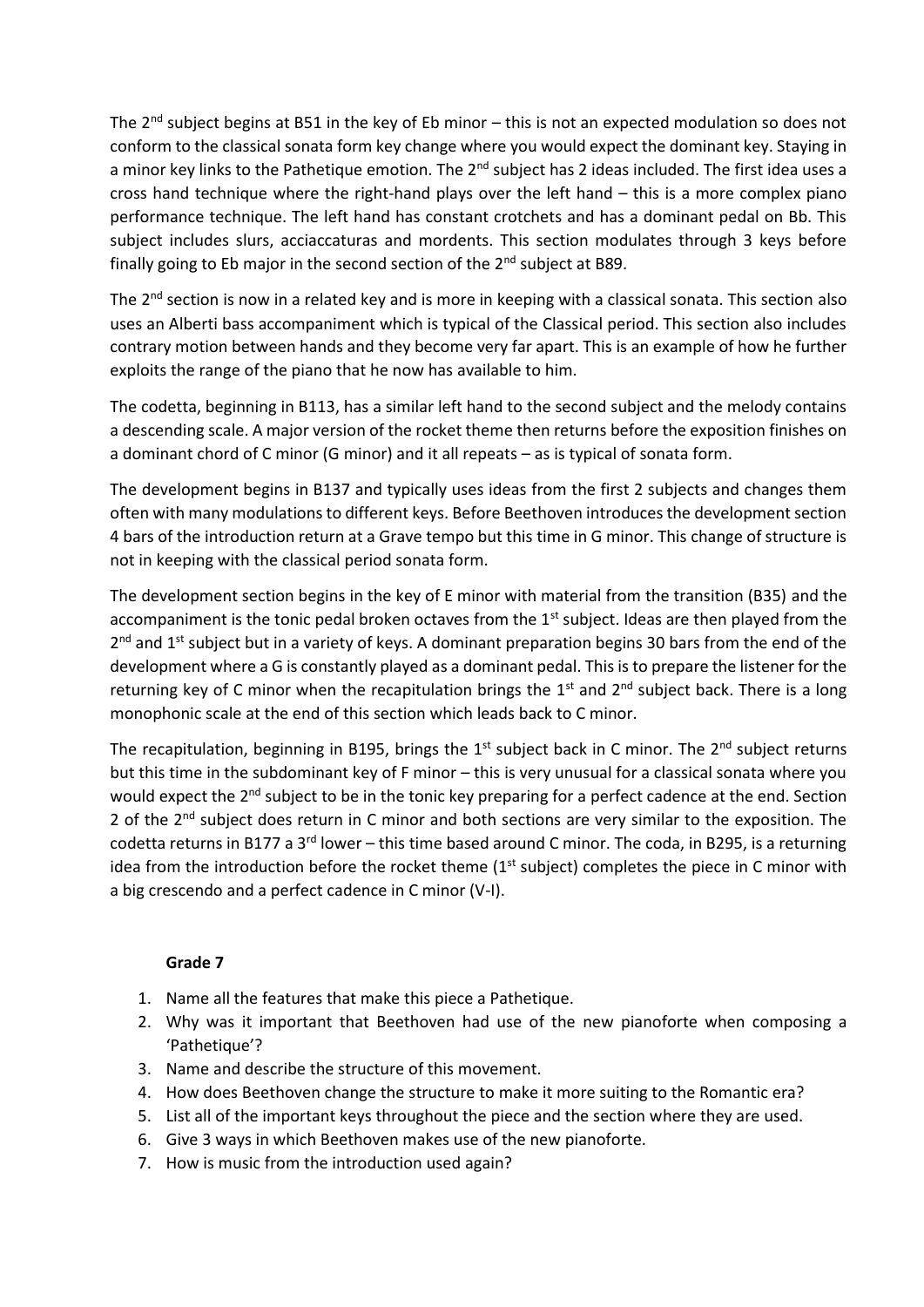The 2nd subject begins at B51 in the key of Eb minor – this is not an expected modulation so does not conform to the classical sonata form key change where you would expect the dominant key. Staying in a minor key links to the Pathetique emotion. The 2nd subject has 2 ideas included. The first idea uses a cross hand technique where the right-hand plays over the left hand – this is a more complex piano performance technique. The left hand has constant crotchets and has a dominant pedal on Bb. This subject includes slurs, acciaccaturas and mordents. This section modulates through 3 keys before finally going to Eb major in the second section of the 2nd subject at B89.

The 2nd section is now in a related key and is more in keeping with a classical sonata. This section also uses an Alberti bass accompaniment which is typical of the Classical period. This section also includes contrary motion between hands and they become very far apart. This is an example of how he further exploits the range of the piano that he now has available to him.

The codetta, beginning in B113, has a similar left hand to the second subject and the melody contains a descending scale. A major version of the rocket theme then returns before the exposition finishes on a dominant chord of C minor (G minor) and it all repeats – as is typical of sonata form.

The development begins in B137 and typically uses ideas from the first 2 subjects and changes them often with many modulations to different keys. Before Beethoven introduces the development section 4 bars of the introduction return at a Grave tempo but this time in G minor. This change of structure is not in keeping with the classical period sonata form.

The development section begins in the key of E minor with material from the transition (B35) and the accompaniment is the tonic pedal broken octaves from the 1st subject. Ideas are then played from the 2nd and 1st subject but in a variety of keys. A dominant preparation begins 30 bars from the end of the development where a G is constantly played as a dominant pedal. This is to prepare the listener for the returning key of C minor when the recapitulation brings the 1st and 2nd subject back. There is a long monophonic scale at the end of this section which leads back to C minor.

The recapitulation, beginning in B195, brings the 1st subject back in C minor. The 2nd subject returns but this time in the subdominant key of F minor – this is very unusual for a classical sonata where you would expect the 2nd subject to be in the tonic key preparing for a perfect cadence at the end. Section 2 of the 2nd subject does return in C minor and both sections are very similar to the exposition. The codetta returns in B177 a 3rd lower – this time based around C minor. The coda, in B295, is a returning idea from the introduction before the rocket theme (1st subject) completes the piece in C minor with a big crescendo and a perfect cadence in C minor (V-I).

**Grade 7**

1. Name all the features that make this piece a Pathetique.
2. Why was it important that Beethoven had use of the new pianoforte when composing a 'Pathetique'?
3. Name and describe the structure of this movement.
4. How does Beethoven change the structure to make it more suiting to the Romantic era?
5. List all of the important keys throughout the piece and the section where they are used.
6. Give 3 ways in which Beethoven makes use of the new pianoforte.
7. How is music from the introduction used again?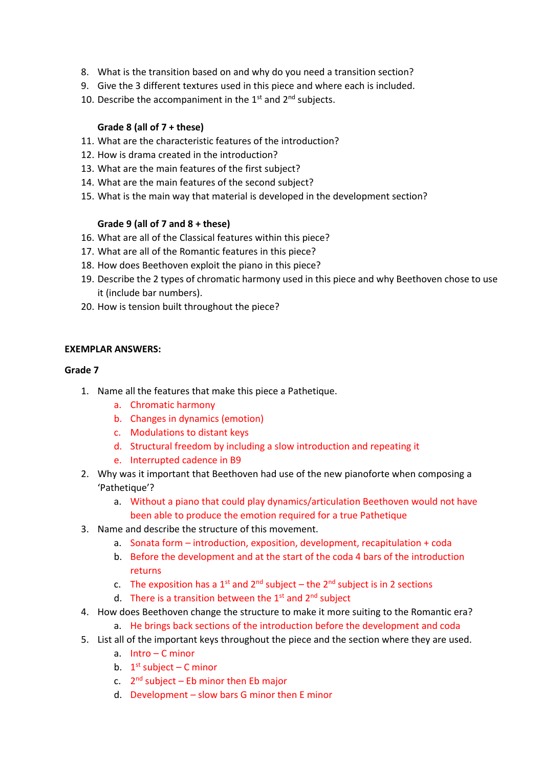8. What is the transition based on and why do you need a transition section?
9. Give the 3 different textures used in this piece and where each is included.
10. Describe the accompaniment in the 1st and 2nd subjects.

**Grade 8 (all of 7 + these)**

11. What are the characteristic features of the introduction?
12. How is drama created in the introduction?
13. What are the main features of the first subject?
14. What are the main features of the second subject?
15. What is the main way that material is developed in the development section?

**Grade 9 (all of 7 and 8 + these)**

16. What are all of the Classical features within this piece?
17. What are all of the Romantic features in this piece?
18. How does Beethoven exploit the piano in this piece?
19. Describe the 2 types of chromatic harmony used in this piece and why Beethoven chose to use it (include bar numbers).
20. How is tension built throughout the piece?

**EXEMPLAR ANSWERS:**

**Grade 7**

1. Name all the features that make this piece a Pathetique.
    a. Chromatic harmony
    b. Changes in dynamics (emotion)
    c. Modulations to distant keys
    d. Structural freedom by including a slow introduction and repeating it
    e. Interrupted cadence in B9
2. Why was it important that Beethoven had use of the new pianoforte when composing a 'Pathetique'?
    a. Without a piano that could play dynamics/articulation Beethoven would not have been able to produce the emotion required for a true Pathetique
3. Name and describe the structure of this movement.
    a. Sonata form – introduction, exposition, development, recapitulation + coda
    b. Before the development and at the start of the coda 4 bars of the introduction returns
    c. The exposition has a 1st and 2nd subject – the 2nd subject is in 2 sections
    d. There is a transition between the 1st and 2nd subject
4. How does Beethoven change the structure to make it more suiting to the Romantic era?
    a. He brings back sections of the introduction before the development and coda
5. List all of the important keys throughout the piece and the section where they are used.
    a. Intro – C minor
    b. 1st subject – C minor
    c. 2nd subject – Eb minor then Eb major
    d. Development – slow bars G minor then E minor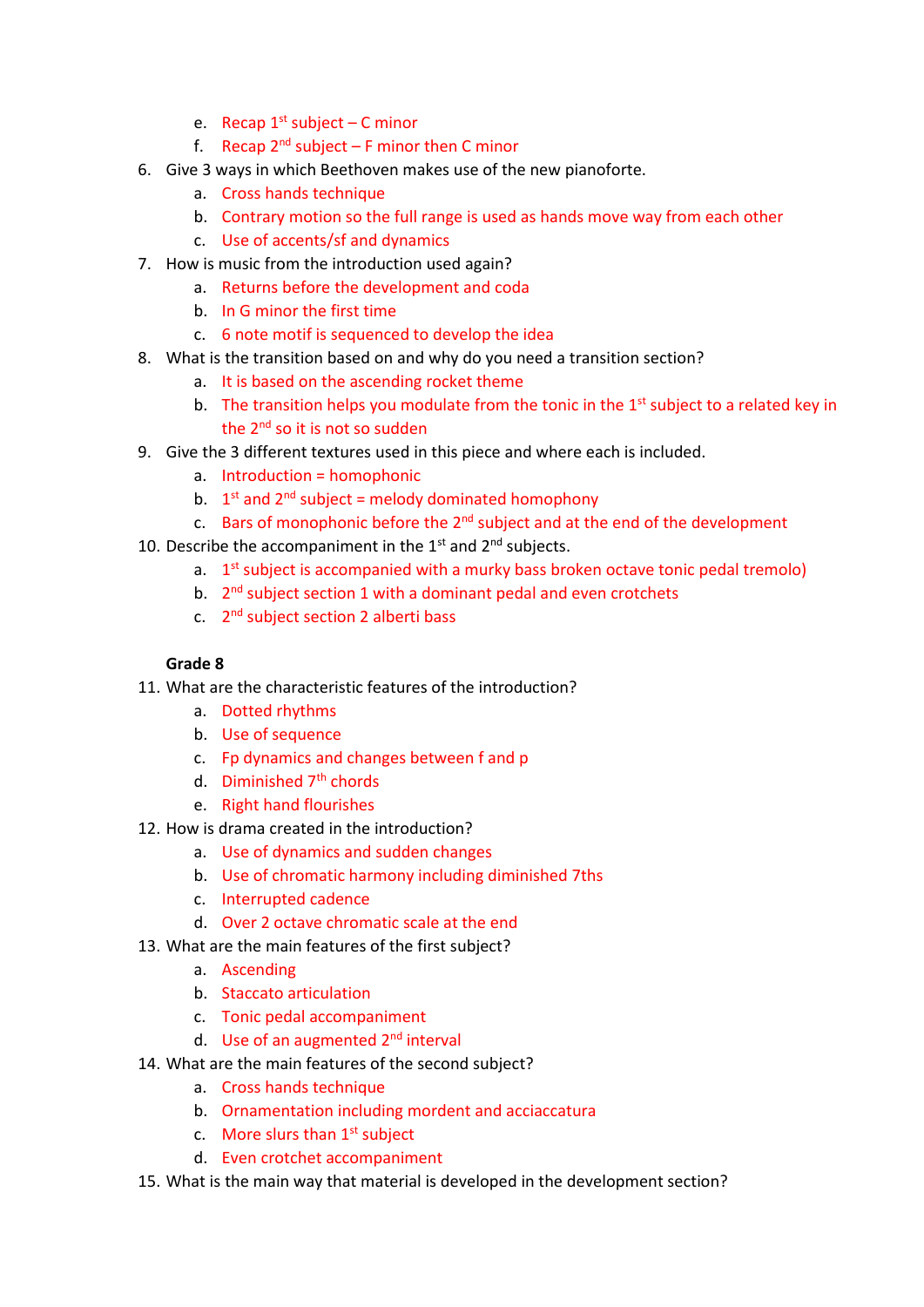e. Recap 1st subject – C minor
   f. Recap 2nd subject – F minor then C minor
6. Give 3 ways in which Beethoven makes use of the new pianoforte.
   a. Cross hands technique
   b. Contrary motion so the full range is used as hands move way from each other
   c. Use of accents/sf and dynamics
7. How is music from the introduction used again?
   a. Returns before the development and coda
   b. In G minor the first time
   c. 6 note motif is sequenced to develop the idea
8. What is the transition based on and why do you need a transition section?
   a. It is based on the ascending rocket theme
   b. The transition helps you modulate from the tonic in the 1st subject to a related key in the 2nd so it is not so sudden
9. Give the 3 different textures used in this piece and where each is included.
   a. Introduction = homophonic
   b. 1st and 2nd subject = melody dominated homophony
   c. Bars of monophonic before the 2nd subject and at the end of the development
10. Describe the accompaniment in the 1st and 2nd subjects.
   a. 1st subject is accompanied with a murky bass broken octave tonic pedal tremolo)
   b. 2nd subject section 1 with a dominant pedal and even crotchets
   c. 2nd subject section 2 alberti bass

**Grade 8**

11. What are the characteristic features of the introduction?
   a. Dotted rhythms
   b. Use of sequence
   c. Fp dynamics and changes between f and p
   d. Diminished 7th chords
   e. Right hand flourishes
12. How is drama created in the introduction?
   a. Use of dynamics and sudden changes
   b. Use of chromatic harmony including diminished 7ths
   c. Interrupted cadence
   d. Over 2 octave chromatic scale at the end
13. What are the main features of the first subject?
   a. Ascending
   b. Staccato articulation
   c. Tonic pedal accompaniment
   d. Use of an augmented 2nd interval
14. What are the main features of the second subject?
   a. Cross hands technique
   b. Ornamentation including mordent and acciaccatura
   c. More slurs than 1st subject
   d. Even crotchet accompaniment
15. What is the main way that material is developed in the development section?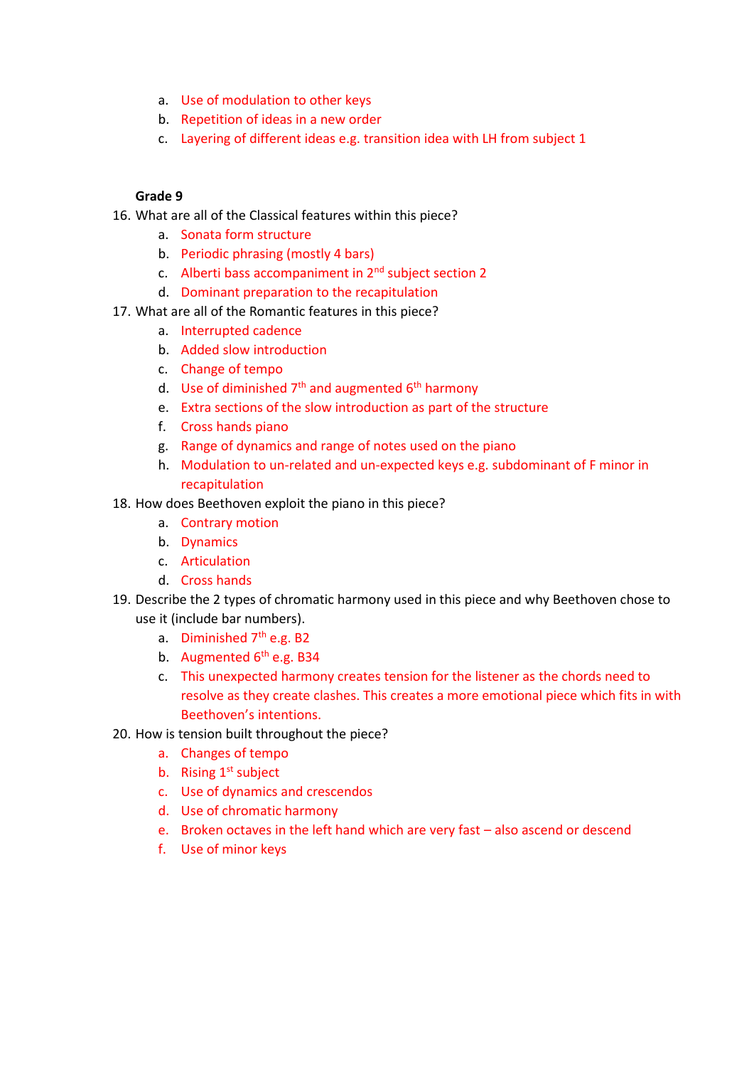a. Use of modulation to other keys
b. Repetition of ideas in a new order
c. Layering of different ideas e.g. transition idea with LH from subject 1

**Grade 9**

16. What are all of the Classical features within this piece?
    a. Sonata form structure
    b. Periodic phrasing (mostly 4 bars)
    c. Alberti bass accompaniment in 2nd subject section 2
    d. Dominant preparation to the recapitulation
17. What are all of the Romantic features in this piece?
    a. Interrupted cadence
    b. Added slow introduction
    c. Change of tempo
    d. Use of diminished 7th and augmented 6th harmony
    e. Extra sections of the slow introduction as part of the structure
    f. Cross hands piano
    g. Range of dynamics and range of notes used on the piano
    h. Modulation to un-related and un-expected keys e.g. subdominant of F minor in recapitulation
18. How does Beethoven exploit the piano in this piece?
    a. Contrary motion
    b. Dynamics
    c. Articulation
    d. Cross hands
19. Describe the 2 types of chromatic harmony used in this piece and why Beethoven chose to use it (include bar numbers).
    a. Diminished 7th e.g. B2
    b. Augmented 6th e.g. B34
    c. This unexpected harmony creates tension for the listener as the chords need to resolve as they create clashes. This creates a more emotional piece which fits in with Beethoven's intentions.
20. How is tension built throughout the piece?
    a. Changes of tempo
    b. Rising 1st subject
    c. Use of dynamics and crescendos
    d. Use of chromatic harmony
    e. Broken octaves in the left hand which are very fast – also ascend or descend
    f. Use of minor keys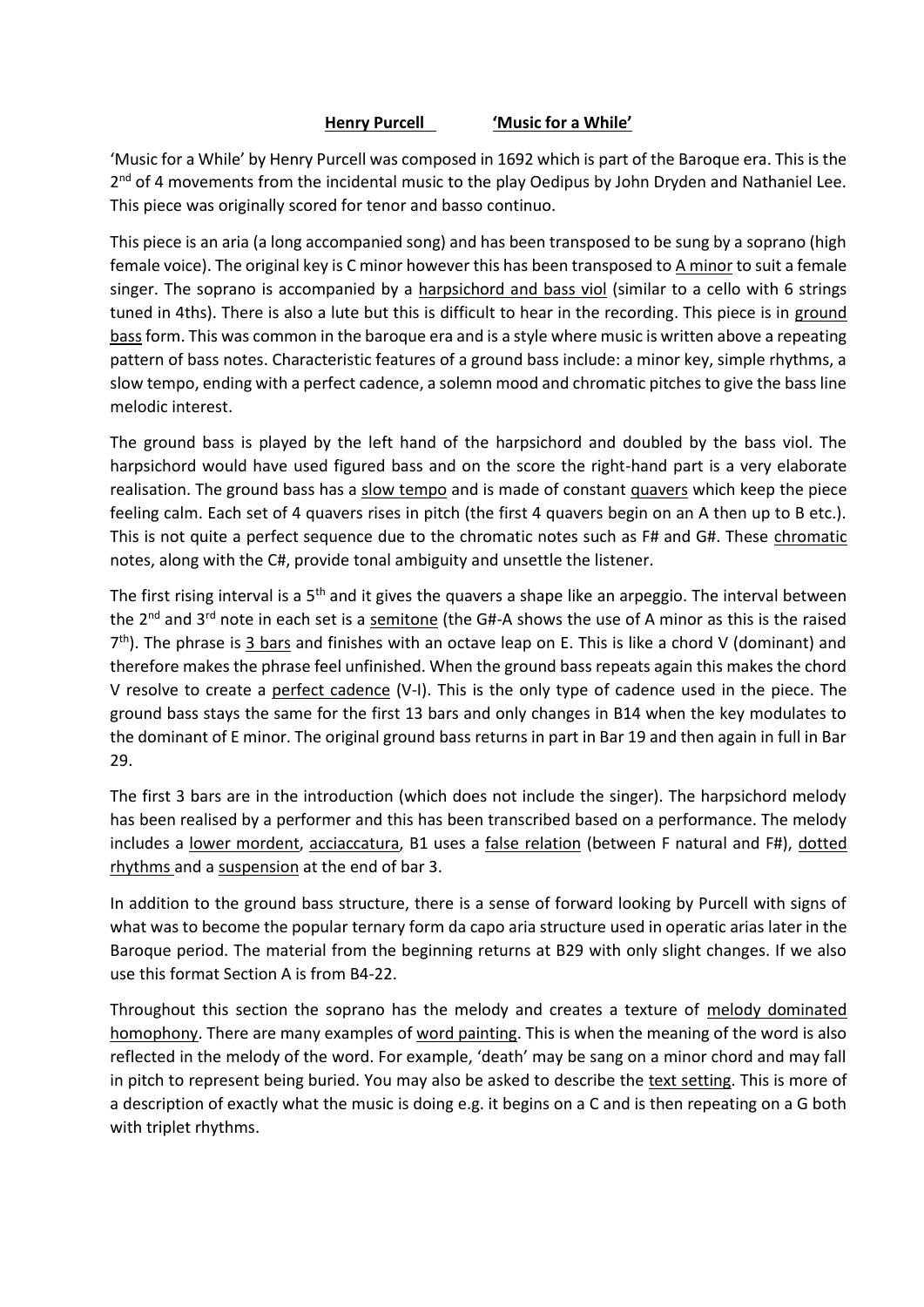**Henry Purcell** **'Music for a While'**

'Music for a While' by Henry Purcell was composed in 1692 which is part of the Baroque era. This is the 2nd of 4 movements from the incidental music to the play Oedipus by John Dryden and Nathaniel Lee. This piece was originally scored for tenor and basso continuo.

This piece is an aria (a long accompanied song) and has been transposed to be sung by a soprano (high female voice). The original key is C minor however this has been transposed to <u>A minor</u> to suit a female singer. The soprano is accompanied by a <u>harpsichord and bass viol</u> (similar to a cello with 6 strings tuned in 4ths). There is also a lute but this is difficult to hear in the recording. This piece is in <u>ground bass</u> form. This was common in the baroque era and is a style where music is written above a repeating pattern of bass notes. Characteristic features of a ground bass include: a minor key, simple rhythms, a slow tempo, ending with a perfect cadence, a solemn mood and chromatic pitches to give the bass line melodic interest.

The ground bass is played by the left hand of the harpsichord and doubled by the bass viol. The harpsichord would have used figured bass and on the score the right-hand part is a very elaborate realisation. The ground bass has a <u>slow tempo</u> and is made of constant <u>quavers</u> which keep the piece feeling calm. Each set of 4 quavers rises in pitch (the first 4 quavers begin on an A then up to B etc.). This is not quite a perfect sequence due to the chromatic notes such as F# and G#. These <u>chromatic</u> notes, along with the C#, provide tonal ambiguity and unsettle the listener.

The first rising interval is a 5th and it gives the quavers a shape like an arpeggio. The interval between the 2nd and 3rd note in each set is a <u>semitone</u> (the G#-A shows the use of A minor as this is the raised 7th). The phrase is <u>3 bars</u> and finishes with an octave leap on E. This is like a chord V (dominant) and therefore makes the phrase feel unfinished. When the ground bass repeats again this makes the chord V resolve to create a <u>perfect cadence</u> (V-I). This is the only type of cadence used in the piece. The ground bass stays the same for the first 13 bars and only changes in B14 when the key modulates to the dominant of E minor. The original ground bass returns in part in Bar 19 and then again in full in Bar 29.

The first 3 bars are in the introduction (which does not include the singer). The harpsichord melody has been realised by a performer and this has been transcribed based on a performance. The melody includes a <u>lower mordent</u>, <u>acciaccatura</u>, B1 uses a <u>false relation</u> (between F natural and F#), <u>dotted rhythms</u> and a <u>suspension</u> at the end of bar 3.

In addition to the ground bass structure, there is a sense of forward looking by Purcell with signs of what was to become the popular ternary form da capo aria structure used in operatic arias later in the Baroque period. The material from the beginning returns at B29 with only slight changes. If we also use this format Section A is from B4-22.

Throughout this section the soprano has the melody and creates a texture of <u>melody dominated homophony</u>. There are many examples of <u>word painting</u>. This is when the meaning of the word is also reflected in the melody of the word. For example, 'death' may be sang on a minor chord and may fall in pitch to represent being buried. You may also be asked to describe the <u>text setting</u>. This is more of a description of exactly what the music is doing e.g. it begins on a C and is then repeating on a G both with triplet rhythms.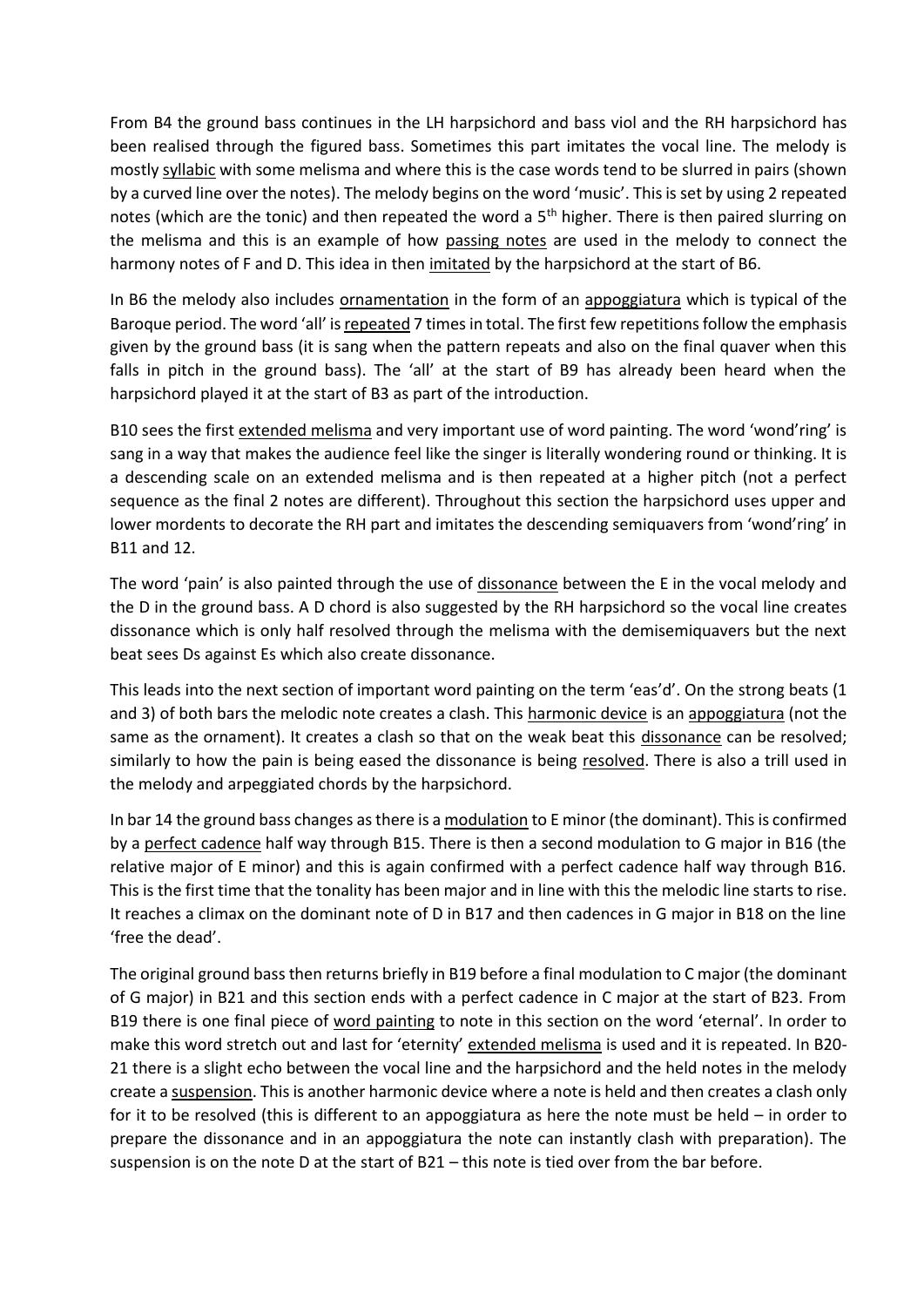From B4 the ground bass continues in the LH harpsichord and bass viol and the RH harpsichord has been realised through the figured bass. Sometimes this part imitates the vocal line. The melody is mostly <u>syllabic</u> with some melisma and where this is the case words tend to be slurred in pairs (shown by a curved line over the notes). The melody begins on the word 'music'. This is set by using 2 repeated notes (which are the tonic) and then repeated the word a 5th higher. There is then paired slurring on the melisma and this is an example of how <u>passing notes</u> are used in the melody to connect the harmony notes of F and D. This idea in then <u>imitated</u> by the harpsichord at the start of B6.

In B6 the melody also includes <u>ornamentation</u> in the form of an <u>appoggiatura</u> which is typical of the Baroque period. The word 'all' is <u>repeated</u> 7 times in total. The first few repetitions follow the emphasis given by the ground bass (it is sang when the pattern repeats and also on the final quaver when this falls in pitch in the ground bass). The 'all' at the start of B9 has already been heard when the harpsichord played it at the start of B3 as part of the introduction.

B10 sees the first <u>extended melisma</u> and very important use of word painting. The word 'wond'ring' is sang in a way that makes the audience feel like the singer is literally wondering round or thinking. It is a descending scale on an extended melisma and is then repeated at a higher pitch (not a perfect sequence as the final 2 notes are different). Throughout this section the harpsichord uses upper and lower mordents to decorate the RH part and imitates the descending semiquavers from 'wond'ring' in B11 and 12.

The word 'pain' is also painted through the use of <u>dissonance</u> between the E in the vocal melody and the D in the ground bass. A D chord is also suggested by the RH harpsichord so the vocal line creates dissonance which is only half resolved through the melisma with the demisemiquavers but the next beat sees Ds against Es which also create dissonance.

This leads into the next section of important word painting on the term 'eas'd'. On the strong beats (1 and 3) of both bars the melodic note creates a clash. This <u>harmonic device</u> is an <u>appoggiatura</u> (not the same as the ornament). It creates a clash so that on the weak beat this <u>dissonance</u> can be resolved; similarly to how the pain is being eased the dissonance is being <u>resolved</u>. There is also a trill used in the melody and arpeggiated chords by the harpsichord.

In bar 14 the ground bass changes as there is a <u>modulation</u> to E minor (the dominant). This is confirmed by a <u>perfect cadence</u> half way through B15. There is then a second modulation to G major in B16 (the relative major of E minor) and this is again confirmed with a perfect cadence half way through B16. This is the first time that the tonality has been major and in line with this the melodic line starts to rise. It reaches a climax on the dominant note of D in B17 and then cadences in G major in B18 on the line 'free the dead'.

The original ground bass then returns briefly in B19 before a final modulation to C major (the dominant of G major) in B21 and this section ends with a perfect cadence in C major at the start of B23. From B19 there is one final piece of <u>word painting</u> to note in this section on the word 'eternal'. In order to make this word stretch out and last for 'eternity' <u>extended melisma</u> is used and it is repeated. In B20-21 there is a slight echo between the vocal line and the harpsichord and the held notes in the melody create a <u>suspension</u>. This is another harmonic device where a note is held and then creates a clash only for it to be resolved (this is different to an appoggiatura as here the note must be held – in order to prepare the dissonance and in an appoggiatura the note can instantly clash with preparation). The suspension is on the note D at the start of B21 – this note is tied over from the bar before.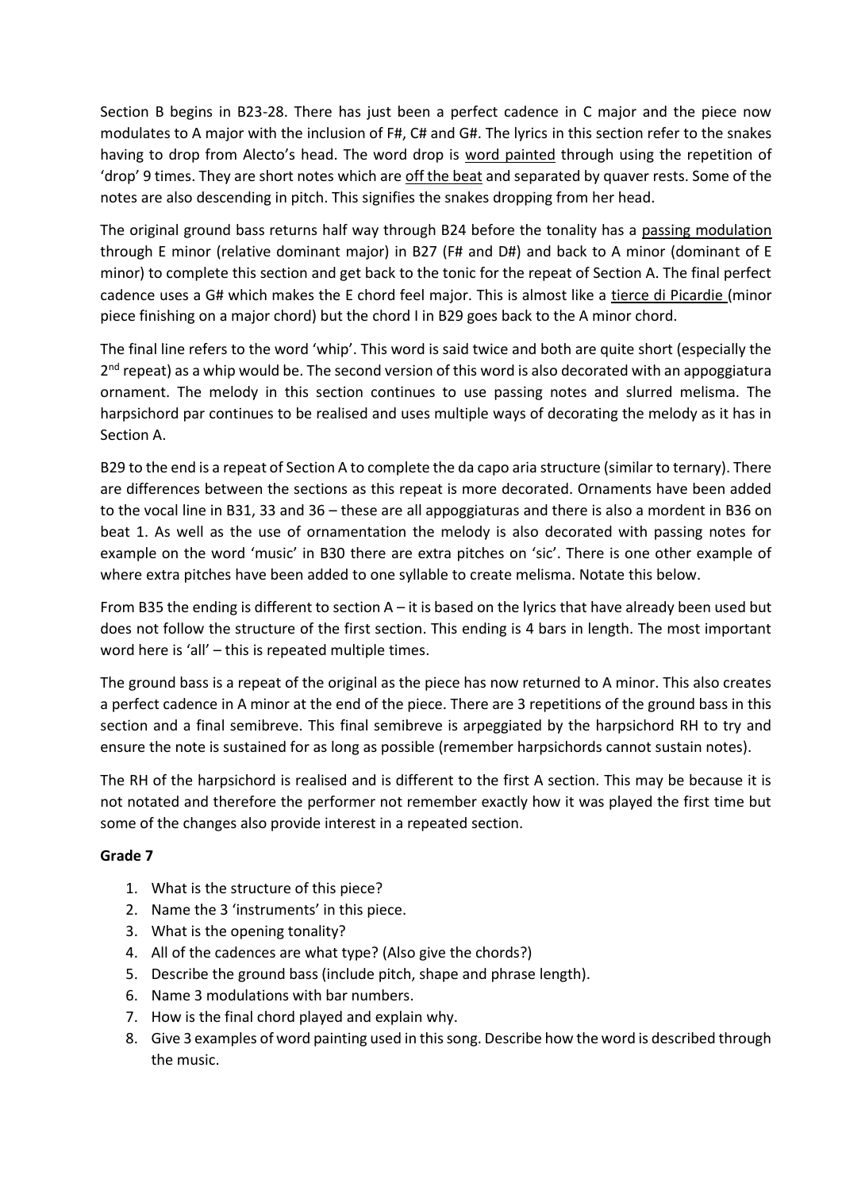Section B begins in B23-28. There has just been a perfect cadence in C major and the piece now modulates to A major with the inclusion of F#, C# and G#. The lyrics in this section refer to the snakes having to drop from Alecto's head. The word drop is <u>word painted</u> through using the repetition of 'drop' 9 times. They are short notes which are <u>off the beat</u> and separated by quaver rests. Some of the notes are also descending in pitch. This signifies the snakes dropping from her head.

The original ground bass returns half way through B24 before the tonality has a <u>passing modulation</u> through E minor (relative dominant major) in B27 (F# and D#) and back to A minor (dominant of E minor) to complete this section and get back to the tonic for the repeat of Section A. The final perfect cadence uses a G# which makes the E chord feel major. This is almost like a <u>tierce di Picardie</u> (minor piece finishing on a major chord) but the chord I in B29 goes back to the A minor chord.

The final line refers to the word 'whip'. This word is said twice and both are quite short (especially the 2nd repeat) as a whip would be. The second version of this word is also decorated with an appoggiatura ornament. The melody in this section continues to use passing notes and slurred melisma. The harpsichord par continues to be realised and uses multiple ways of decorating the melody as it has in Section A.

B29 to the end is a repeat of Section A to complete the da capo aria structure (similar to ternary). There are differences between the sections as this repeat is more decorated. Ornaments have been added to the vocal line in B31, 33 and 36 – these are all appoggiaturas and there is also a mordent in B36 on beat 1. As well as the use of ornamentation the melody is also decorated with passing notes for example on the word 'music' in B30 there are extra pitches on 'sic'. There is one other example of where extra pitches have been added to one syllable to create melisma. Notate this below.

From B35 the ending is different to section A – it is based on the lyrics that have already been used but does not follow the structure of the first section. This ending is 4 bars in length. The most important word here is 'all' – this is repeated multiple times.

The ground bass is a repeat of the original as the piece has now returned to A minor. This also creates a perfect cadence in A minor at the end of the piece. There are 3 repetitions of the ground bass in this section and a final semibreve. This final semibreve is arpeggiated by the harpsichord RH to try and ensure the note is sustained for as long as possible (remember harpsichords cannot sustain notes).

The RH of the harpsichord is realised and is different to the first A section. This may be because it is not notated and therefore the performer not remember exactly how it was played the first time but some of the changes also provide interest in a repeated section.

**Grade 7**

1. What is the structure of this piece?
2. Name the 3 'instruments' in this piece.
3. What is the opening tonality?
4. All of the cadences are what type? (Also give the chords?)
5. Describe the ground bass (include pitch, shape and phrase length).
6. Name 3 modulations with bar numbers.
7. How is the final chord played and explain why.
8. Give 3 examples of word painting used in this song. Describe how the word is described through the music.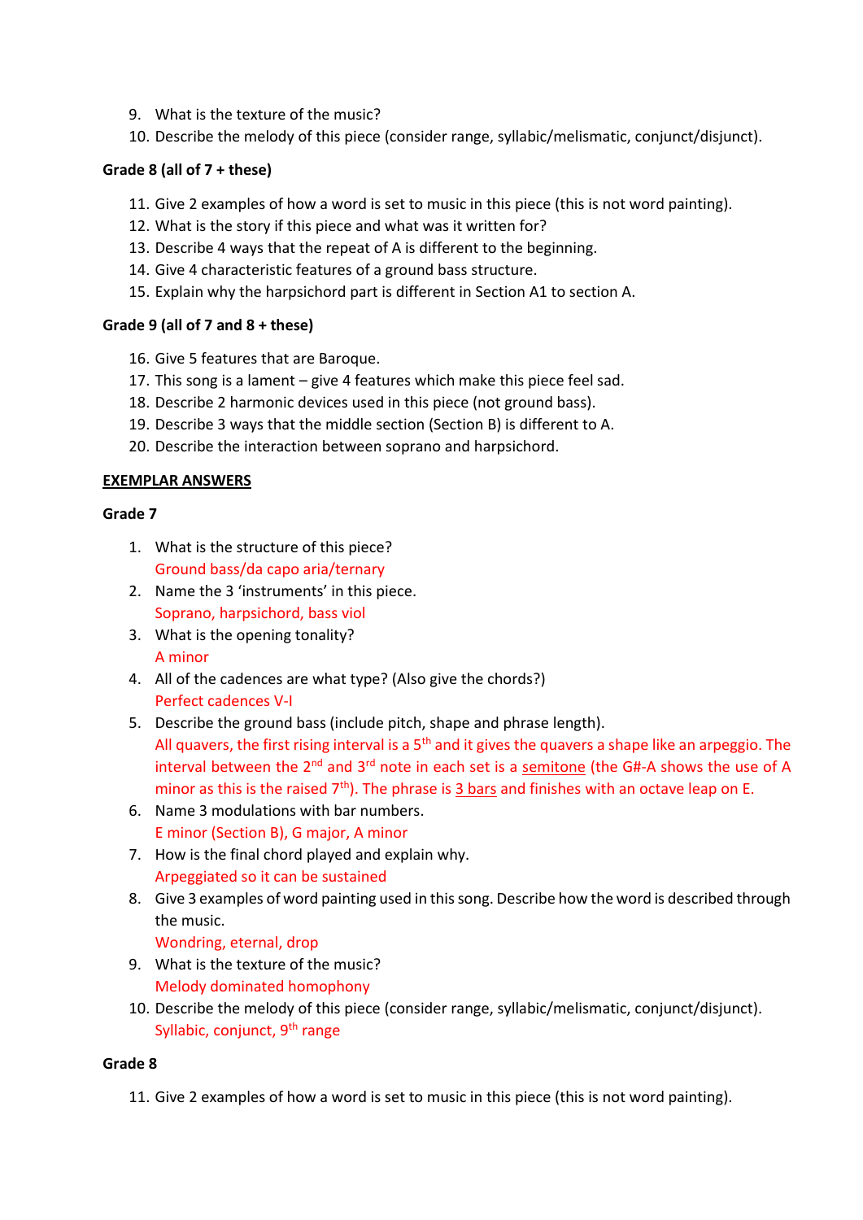9. What is the texture of the music?
10. Describe the melody of this piece (consider range, syllabic/melismatic, conjunct/disjunct).

**Grade 8 (all of 7 + these)**

11. Give 2 examples of how a word is set to music in this piece (this is not word painting).
12. What is the story if this piece and what was it written for?
13. Describe 4 ways that the repeat of A is different to the beginning.
14. Give 4 characteristic features of a ground bass structure.
15. Explain why the harpsichord part is different in Section A1 to section A.

**Grade 9 (all of 7 and 8 + these)**

16. Give 5 features that are Baroque.
17. This song is a lament – give 4 features which make this piece feel sad.
18. Describe 2 harmonic devices used in this piece (not ground bass).
19. Describe 3 ways that the middle section (Section B) is different to A.
20. Describe the interaction between soprano and harpsichord.

**EXEMPLAR ANSWERS**

**Grade 7**

1. What is the structure of this piece?
   Ground bass/da capo aria/ternary
2. Name the 3 'instruments' in this piece.
   Soprano, harpsichord, bass viol
3. What is the opening tonality?
   A minor
4. All of the cadences are what type? (Also give the chords?)
   Perfect cadences V-I
5. Describe the ground bass (include pitch, shape and phrase length).
   All quavers, the first rising interval is a 5th and it gives the quavers a shape like an arpeggio. The interval between the 2nd and 3rd note in each set is a semitone (the G#-A shows the use of A minor as this is the raised 7th). The phrase is 3 bars and finishes with an octave leap on E.
6. Name 3 modulations with bar numbers.
   E minor (Section B), G major, A minor
7. How is the final chord played and explain why.
   Arpeggiated so it can be sustained
8. Give 3 examples of word painting used in this song. Describe how the word is described through the music.
   Wondring, eternal, drop
9. What is the texture of the music?
   Melody dominated homophony
10. Describe the melody of this piece (consider range, syllabic/melismatic, conjunct/disjunct).
    Syllabic, conjunct, 9th range

**Grade 8**

11. Give 2 examples of how a word is set to music in this piece (this is not word painting).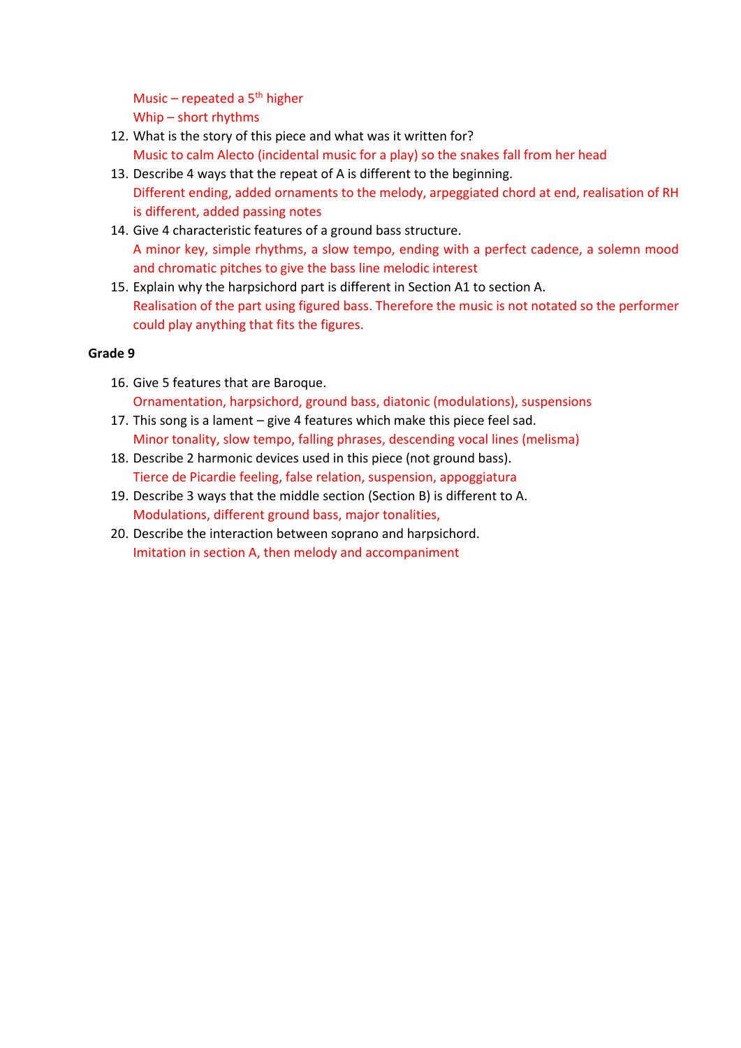Music – repeated a 5th higher
Whip – short rhythms

12. What is the story of this piece and what was it written for?
    Music to calm Alecto (incidental music for a play) so the snakes fall from her head
13. Describe 4 ways that the repeat of A is different to the beginning.
    Different ending, added ornaments to the melody, arpeggiated chord at end, realisation of RH is different, added passing notes
14. Give 4 characteristic features of a ground bass structure.
    A minor key, simple rhythms, a slow tempo, ending with a perfect cadence, a solemn mood and chromatic pitches to give the bass line melodic interest
15. Explain why the harpsichord part is different in Section A1 to section A.
    Realisation of the part using figured bass. Therefore the music is not notated so the performer could play anything that fits the figures.

**Grade 9**

16. Give 5 features that are Baroque.
    Ornamentation, harpsichord, ground bass, diatonic (modulations), suspensions
17. This song is a lament – give 4 features which make this piece feel sad.
    Minor tonality, slow tempo, falling phrases, descending vocal lines (melisma)
18. Describe 2 harmonic devices used in this piece (not ground bass).
    Tierce de Picardie feeling, false relation, suspension, appoggiatura
19. Describe 3 ways that the middle section (Section B) is different to A.
    Modulations, different ground bass, major tonalities,
20. Describe the interaction between soprano and harpsichord.
    Imitation in section A, then melody and accompaniment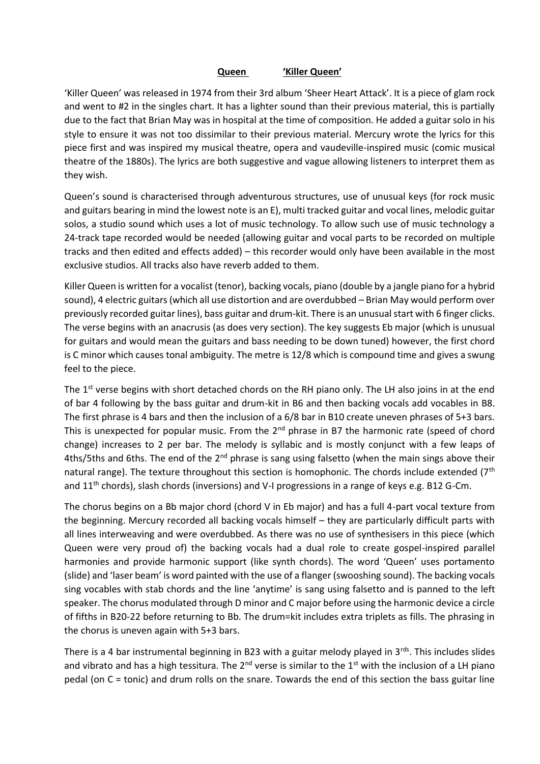**Queen** **'Killer Queen'**

'Killer Queen' was released in 1974 from their 3rd album 'Sheer Heart Attack'. It is a piece of glam rock and went to #2 in the singles chart. It has a lighter sound than their previous material, this is partially due to the fact that Brian May was in hospital at the time of composition. He added a guitar solo in his style to ensure it was not too dissimilar to their previous material. Mercury wrote the lyrics for this piece first and was inspired my musical theatre, opera and vaudeville-inspired music (comic musical theatre of the 1880s). The lyrics are both suggestive and vague allowing listeners to interpret them as they wish.

Queen's sound is characterised through adventurous structures, use of unusual keys (for rock music and guitars bearing in mind the lowest note is an E), multi tracked guitar and vocal lines, melodic guitar solos, a studio sound which uses a lot of music technology. To allow such use of music technology a 24-track tape recorded would be needed (allowing guitar and vocal parts to be recorded on multiple tracks and then edited and effects added) – this recorder would only have been available in the most exclusive studios. All tracks also have reverb added to them.

Killer Queen is written for a vocalist (tenor), backing vocals, piano (double by a jangle piano for a hybrid sound), 4 electric guitars (which all use distortion and are overdubbed – Brian May would perform over previously recorded guitar lines), bass guitar and drum-kit. There is an unusual start with 6 finger clicks. The verse begins with an anacrusis (as does very section). The key suggests Eb major (which is unusual for guitars and would mean the guitars and bass needing to be down tuned) however, the first chord is C minor which causes tonal ambiguity. The metre is 12/8 which is compound time and gives a swung feel to the piece.

The 1st verse begins with short detached chords on the RH piano only. The LH also joins in at the end of bar 4 following by the bass guitar and drum-kit in B6 and then backing vocals add vocables in B8. The first phrase is 4 bars and then the inclusion of a 6/8 bar in B10 create uneven phrases of 5+3 bars. This is unexpected for popular music. From the 2nd phrase in B7 the harmonic rate (speed of chord change) increases to 2 per bar. The melody is syllabic and is mostly conjunct with a few leaps of 4ths/5ths and 6ths. The end of the 2nd phrase is sang using falsetto (when the main sings above their natural range). The texture throughout this section is homophonic. The chords include extended (7th and 11th chords), slash chords (inversions) and V-I progressions in a range of keys e.g. B12 G-Cm.

The chorus begins on a Bb major chord (chord V in Eb major) and has a full 4-part vocal texture from the beginning. Mercury recorded all backing vocals himself – they are particularly difficult parts with all lines interweaving and were overdubbed. As there was no use of synthesisers in this piece (which Queen were very proud of) the backing vocals had a dual role to create gospel-inspired parallel harmonies and provide harmonic support (like synth chords). The word 'Queen' uses portamento (slide) and 'laser beam' is word painted with the use of a flanger (swooshing sound). The backing vocals sing vocables with stab chords and the line 'anytime' is sang using falsetto and is panned to the left speaker. The chorus modulated through D minor and C major before using the harmonic device a circle of fifths in B20-22 before returning to Bb. The drum=kit includes extra triplets as fills. The phrasing in the chorus is uneven again with 5+3 bars.

There is a 4 bar instrumental beginning in B23 with a guitar melody played in 3rds. This includes slides and vibrato and has a high tessitura. The 2nd verse is similar to the 1st with the inclusion of a LH piano pedal (on C = tonic) and drum rolls on the snare. Towards the end of this section the bass guitar line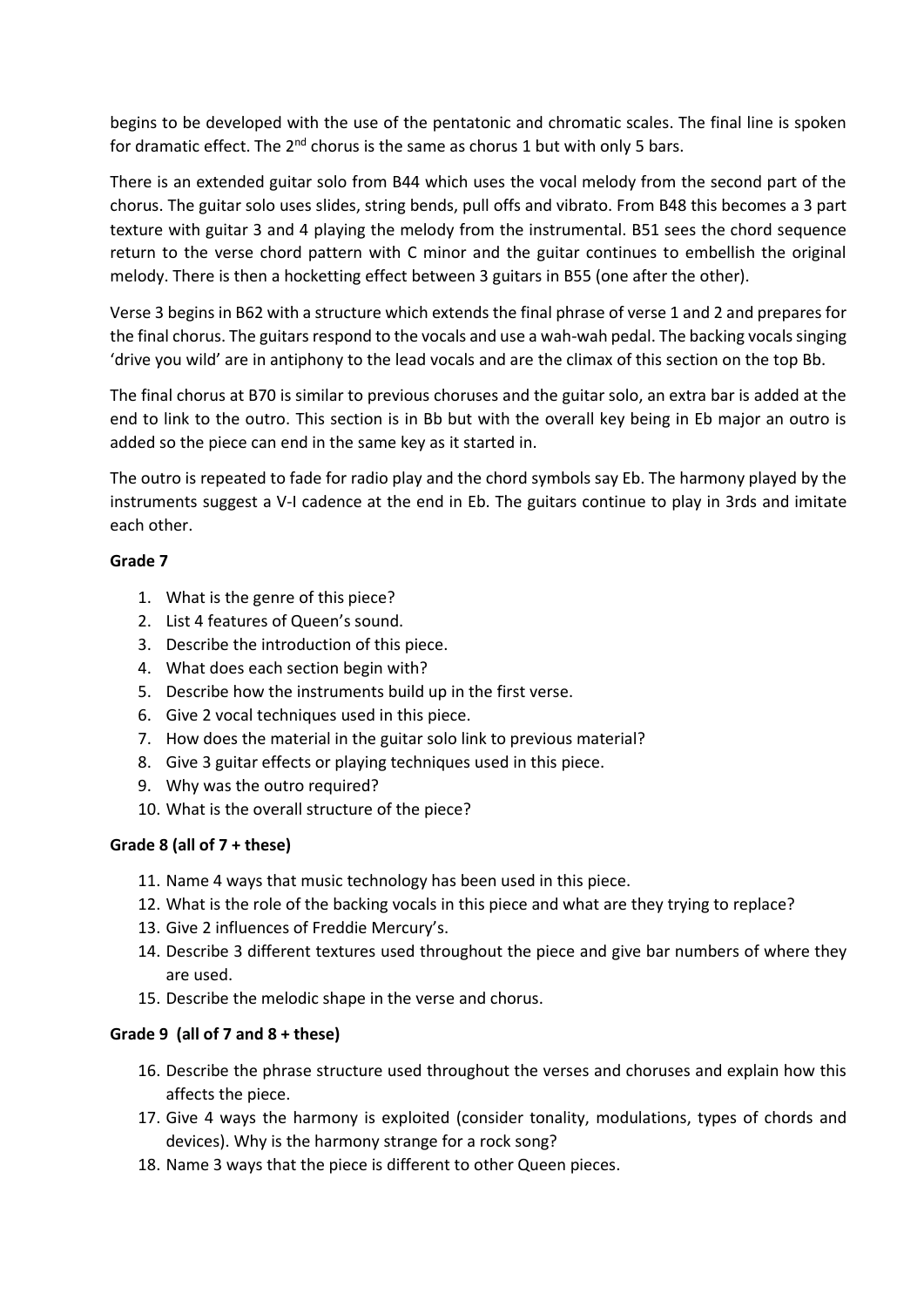begins to be developed with the use of the pentatonic and chromatic scales. The final line is spoken for dramatic effect. The 2nd chorus is the same as chorus 1 but with only 5 bars.

There is an extended guitar solo from B44 which uses the vocal melody from the second part of the chorus. The guitar solo uses slides, string bends, pull offs and vibrato. From B48 this becomes a 3 part texture with guitar 3 and 4 playing the melody from the instrumental. B51 sees the chord sequence return to the verse chord pattern with C minor and the guitar continues to embellish the original melody. There is then a hocketting effect between 3 guitars in B55 (one after the other).

Verse 3 begins in B62 with a structure which extends the final phrase of verse 1 and 2 and prepares for the final chorus. The guitars respond to the vocals and use a wah-wah pedal. The backing vocals singing 'drive you wild' are in antiphony to the lead vocals and are the climax of this section on the top Bb.

The final chorus at B70 is similar to previous choruses and the guitar solo, an extra bar is added at the end to link to the outro. This section is in Bb but with the overall key being in Eb major an outro is added so the piece can end in the same key as it started in.

The outro is repeated to fade for radio play and the chord symbols say Eb. The harmony played by the instruments suggest a V-I cadence at the end in Eb. The guitars continue to play in 3rds and imitate each other.

**Grade 7**

1. What is the genre of this piece?
2. List 4 features of Queen's sound.
3. Describe the introduction of this piece.
4. What does each section begin with?
5. Describe how the instruments build up in the first verse.
6. Give 2 vocal techniques used in this piece.
7. How does the material in the guitar solo link to previous material?
8. Give 3 guitar effects or playing techniques used in this piece.
9. Why was the outro required?
10. What is the overall structure of the piece?

**Grade 8 (all of 7 + these)**

11. Name 4 ways that music technology has been used in this piece.
12. What is the role of the backing vocals in this piece and what are they trying to replace?
13. Give 2 influences of Freddie Mercury's.
14. Describe 3 different textures used throughout the piece and give bar numbers of where they are used.
15. Describe the melodic shape in the verse and chorus.

**Grade 9 (all of 7 and 8 + these)**

16. Describe the phrase structure used throughout the verses and choruses and explain how this affects the piece.
17. Give 4 ways the harmony is exploited (consider tonality, modulations, types of chords and devices). Why is the harmony strange for a rock song?
18. Name 3 ways that the piece is different to other Queen pieces.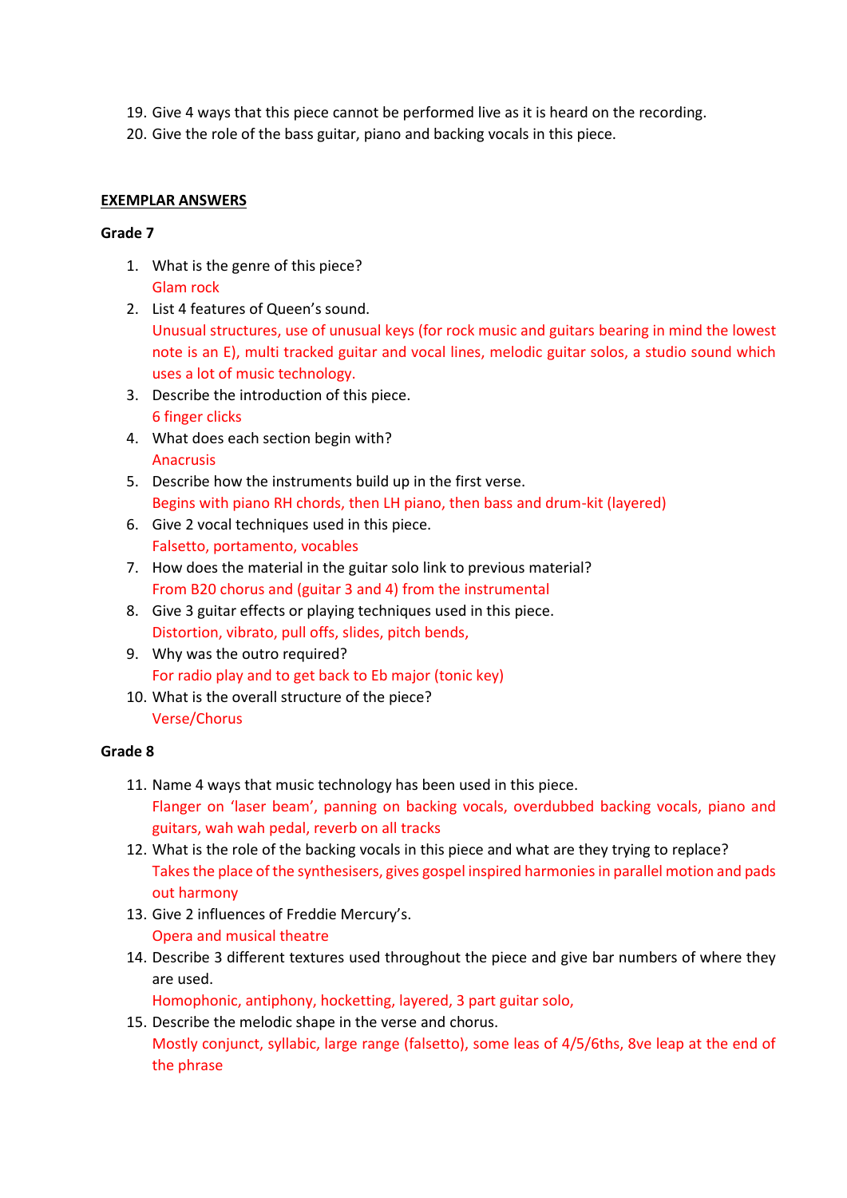19. Give 4 ways that this piece cannot be performed live as it is heard on the recording.
20. Give the role of the bass guitar, piano and backing vocals in this piece.

**EXEMPLAR ANSWERS**

**Grade 7**

1. What is the genre of this piece?
   Glam rock
2. List 4 features of Queen's sound.
   Unusual structures, use of unusual keys (for rock music and guitars bearing in mind the lowest note is an E), multi tracked guitar and vocal lines, melodic guitar solos, a studio sound which uses a lot of music technology.
3. Describe the introduction of this piece.
   6 finger clicks
4. What does each section begin with?
   Anacrusis
5. Describe how the instruments build up in the first verse.
   Begins with piano RH chords, then LH piano, then bass and drum-kit (layered)
6. Give 2 vocal techniques used in this piece.
   Falsetto, portamento, vocables
7. How does the material in the guitar solo link to previous material?
   From B20 chorus and (guitar 3 and 4) from the instrumental
8. Give 3 guitar effects or playing techniques used in this piece.
   Distortion, vibrato, pull offs, slides, pitch bends,
9. Why was the outro required?
   For radio play and to get back to Eb major (tonic key)
10. What is the overall structure of the piece?
    Verse/Chorus

**Grade 8**

11. Name 4 ways that music technology has been used in this piece.
    Flanger on 'laser beam', panning on backing vocals, overdubbed backing vocals, piano and guitars, wah wah pedal, reverb on all tracks
12. What is the role of the backing vocals in this piece and what are they trying to replace?
    Takes the place of the synthesisers, gives gospel inspired harmonies in parallel motion and pads out harmony
13. Give 2 influences of Freddie Mercury's.
    Opera and musical theatre
14. Describe 3 different textures used throughout the piece and give bar numbers of where they are used.
    Homophonic, antiphony, hocketting, layered, 3 part guitar solo,
15. Describe the melodic shape in the verse and chorus.
    Mostly conjunct, syllabic, large range (falsetto), some leas of 4/5/6ths, 8ve leap at the end of the phrase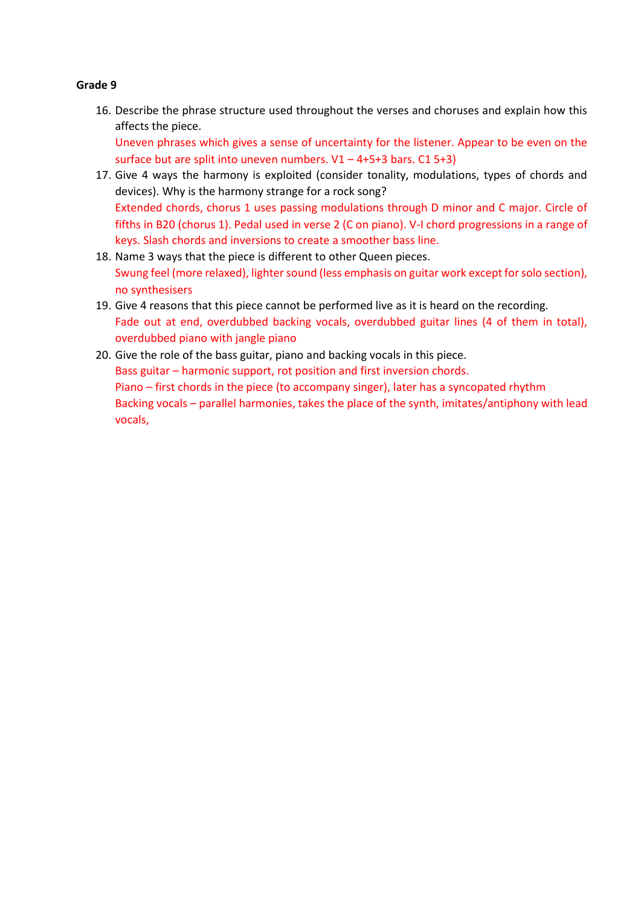**Grade 9**

16. Describe the phrase structure used throughout the verses and choruses and explain how this affects the piece.
    Uneven phrases which gives a sense of uncertainty for the listener. Appear to be even on the surface but are split into uneven numbers. V1 – 4+5+3 bars. C1 5+3)
17. Give 4 ways the harmony is exploited (consider tonality, modulations, types of chords and devices). Why is the harmony strange for a rock song?
    Extended chords, chorus 1 uses passing modulations through D minor and C major. Circle of fifths in B20 (chorus 1). Pedal used in verse 2 (C on piano). V-I chord progressions in a range of keys. Slash chords and inversions to create a smoother bass line.
18. Name 3 ways that the piece is different to other Queen pieces.
    Swung feel (more relaxed), lighter sound (less emphasis on guitar work except for solo section), no synthesisers
19. Give 4 reasons that this piece cannot be performed live as it is heard on the recording.
    Fade out at end, overdubbed backing vocals, overdubbed guitar lines (4 of them in total), overdubbed piano with jangle piano
20. Give the role of the bass guitar, piano and backing vocals in this piece.
    Bass guitar – harmonic support, rot position and first inversion chords.
    Piano – first chords in the piece (to accompany singer), later has a syncopated rhythm
    Backing vocals – parallel harmonies, takes the place of the synth, imitates/antiphony with lead vocals,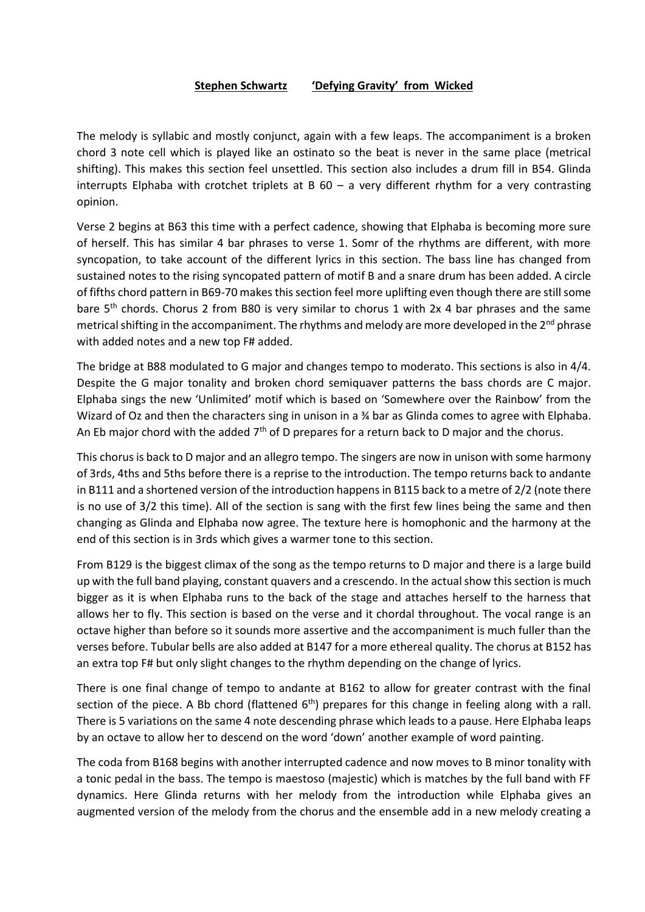**Stephen Schwartz** **'Defying Gravity' from Wicked**

The melody is syllabic and mostly conjunct, again with a few leaps. The accompaniment is a broken chord 3 note cell which is played like an ostinato so the beat is never in the same place (metrical shifting). This makes this section feel unsettled. This section also includes a drum fill in B54. Glinda interrupts Elphaba with crotchet triplets at B 60 – a very different rhythm for a very contrasting opinion.

Verse 2 begins at B63 this time with a perfect cadence, showing that Elphaba is becoming more sure of herself. This has similar 4 bar phrases to verse 1. Somr of the rhythms are different, with more syncopation, to take account of the different lyrics in this section. The bass line has changed from sustained notes to the rising syncopated pattern of motif B and a snare drum has been added. A circle of fifths chord pattern in B69-70 makes this section feel more uplifting even though there are still some bare 5th chords. Chorus 2 from B80 is very similar to chorus 1 with 2x 4 bar phrases and the same metrical shifting in the accompaniment. The rhythms and melody are more developed in the 2nd phrase with added notes and a new top F# added.

The bridge at B88 modulated to G major and changes tempo to moderato. This sections is also in 4/4. Despite the G major tonality and broken chord semiquaver patterns the bass chords are C major. Elphaba sings the new 'Unlimited' motif which is based on 'Somewhere over the Rainbow' from the Wizard of Oz and then the characters sing in unison in a ¾ bar as Glinda comes to agree with Elphaba. An Eb major chord with the added 7th of D prepares for a return back to D major and the chorus.

This chorus is back to D major and an allegro tempo. The singers are now in unison with some harmony of 3rds, 4ths and 5ths before there is a reprise to the introduction. The tempo returns back to andante in B111 and a shortened version of the introduction happens in B115 back to a metre of 2/2 (note there is no use of 3/2 this time). All of the section is sang with the first few lines being the same and then changing as Glinda and Elphaba now agree. The texture here is homophonic and the harmony at the end of this section is in 3rds which gives a warmer tone to this section.

From B129 is the biggest climax of the song as the tempo returns to D major and there is a large build up with the full band playing, constant quavers and a crescendo. In the actual show this section is much bigger as it is when Elphaba runs to the back of the stage and attaches herself to the harness that allows her to fly. This section is based on the verse and it chordal throughout. The vocal range is an octave higher than before so it sounds more assertive and the accompaniment is much fuller than the verses before. Tubular bells are also added at B147 for a more ethereal quality. The chorus at B152 has an extra top F# but only slight changes to the rhythm depending on the change of lyrics.

There is one final change of tempo to andante at B162 to allow for greater contrast with the final section of the piece. A Bb chord (flattened 6th) prepares for this change in feeling along with a rall. There is 5 variations on the same 4 note descending phrase which leads to a pause. Here Elphaba leaps by an octave to allow her to descend on the word 'down' another example of word painting.

The coda from B168 begins with another interrupted cadence and now moves to B minor tonality with a tonic pedal in the bass. The tempo is maestoso (majestic) which is matches by the full band with FF dynamics. Here Glinda returns with her melody from the introduction while Elphaba gives an augmented version of the melody from the chorus and the ensemble add in a new melody creating a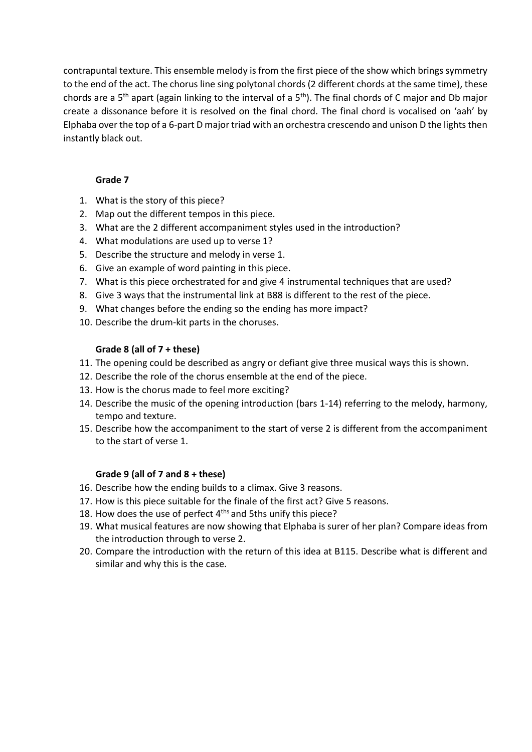contrapuntal texture. This ensemble melody is from the first piece of the show which brings symmetry to the end of the act. The chorus line sing polytonal chords (2 different chords at the same time), these chords are a 5th apart (again linking to the interval of a 5th). The final chords of C major and Db major create a dissonance before it is resolved on the final chord. The final chord is vocalised on 'aah' by Elphaba over the top of a 6-part D major triad with an orchestra crescendo and unison D the lights then instantly black out.

### Grade 7

1. What is the story of this piece?
2. Map out the different tempos in this piece.
3. What are the 2 different accompaniment styles used in the introduction?
4. What modulations are used up to verse 1?
5. Describe the structure and melody in verse 1.
6. Give an example of word painting in this piece.
7. What is this piece orchestrated for and give 4 instrumental techniques that are used?
8. Give 3 ways that the instrumental link at B88 is different to the rest of the piece.
9. What changes before the ending so the ending has more impact?
10. Describe the drum-kit parts in the choruses.

### Grade 8 (all of 7 + these)

11. The opening could be described as angry or defiant give three musical ways this is shown.
12. Describe the role of the chorus ensemble at the end of the piece.
13. How is the chorus made to feel more exciting?
14. Describe the music of the opening introduction (bars 1-14) referring to the melody, harmony, tempo and texture.
15. Describe how the accompaniment to the start of verse 2 is different from the accompaniment to the start of verse 1.

### Grade 9 (all of 7 and 8 + these)

16. Describe how the ending builds to a climax. Give 3 reasons.
17. How is this piece suitable for the finale of the first act? Give 5 reasons.
18. How does the use of perfect 4ths and 5ths unify this piece?
19. What musical features are now showing that Elphaba is surer of her plan? Compare ideas from the introduction through to verse 2.
20. Compare the introduction with the return of this idea at B115. Describe what is different and similar and why this is the case.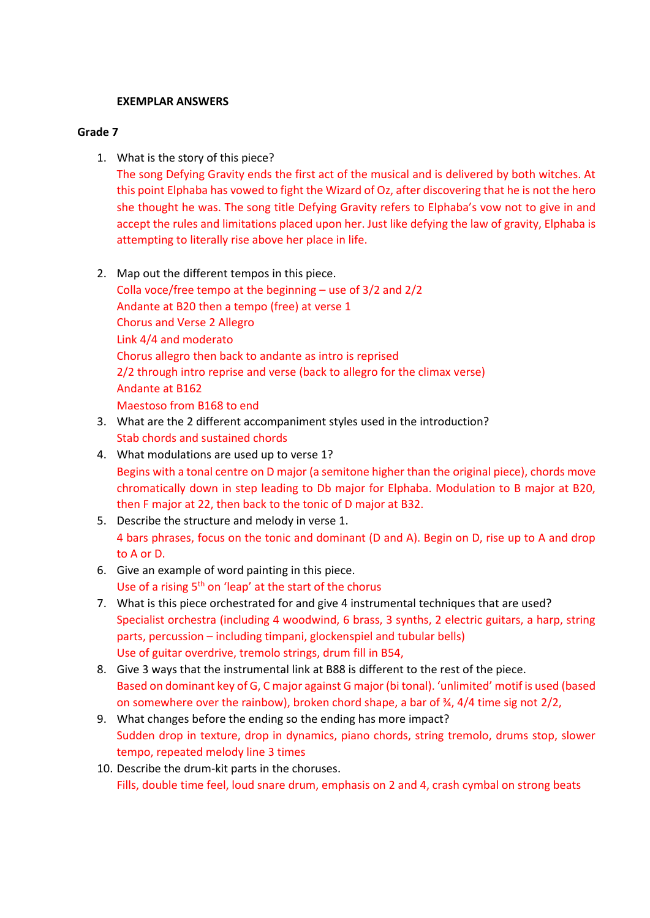**EXEMPLAR ANSWERS**

**Grade 7**

1. What is the story of this piece?
   The song Defying Gravity ends the first act of the musical and is delivered by both witches. At this point Elphaba has vowed to fight the Wizard of Oz, after discovering that he is not the hero she thought he was. The song title Defying Gravity refers to Elphaba's vow not to give in and accept the rules and limitations placed upon her. Just like defying the law of gravity, Elphaba is attempting to literally rise above her place in life.

2. Map out the different tempos in this piece.
   Colla voce/free tempo at the beginning – use of 3/2 and 2/2
   Andante at B20 then a tempo (free) at verse 1
   Chorus and Verse 2 Allegro
   Link 4/4 and moderato
   Chorus allegro then back to andante as intro is reprised
   2/2 through intro reprise and verse (back to allegro for the climax verse)
   Andante at B162
   Maestoso from B168 to end
3. What are the 2 different accompaniment styles used in the introduction?
   Stab chords and sustained chords
4. What modulations are used up to verse 1?
   Begins with a tonal centre on D major (a semitone higher than the original piece), chords move chromatically down in step leading to Db major for Elphaba. Modulation to B major at B20, then F major at 22, then back to the tonic of D major at B32.
5. Describe the structure and melody in verse 1.
   4 bars phrases, focus on the tonic and dominant (D and A). Begin on D, rise up to A and drop to A or D.
6. Give an example of word painting in this piece.
   Use of a rising 5th on 'leap' at the start of the chorus
7. What is this piece orchestrated for and give 4 instrumental techniques that are used?
   Specialist orchestra (including 4 woodwind, 6 brass, 3 synths, 2 electric guitars, a harp, string parts, percussion – including timpani, glockenspiel and tubular bells)
   Use of guitar overdrive, tremolo strings, drum fill in B54,
8. Give 3 ways that the instrumental link at B88 is different to the rest of the piece.
   Based on dominant key of G, C major against G major (bi tonal). 'unlimited' motif is used (based on somewhere over the rainbow), broken chord shape, a bar of ¾, 4/4 time sig not 2/2,
9. What changes before the ending so the ending has more impact?
   Sudden drop in texture, drop in dynamics, piano chords, string tremolo, drums stop, slower tempo, repeated melody line 3 times
10. Describe the drum-kit parts in the choruses.
    Fills, double time feel, loud snare drum, emphasis on 2 and 4, crash cymbal on strong beats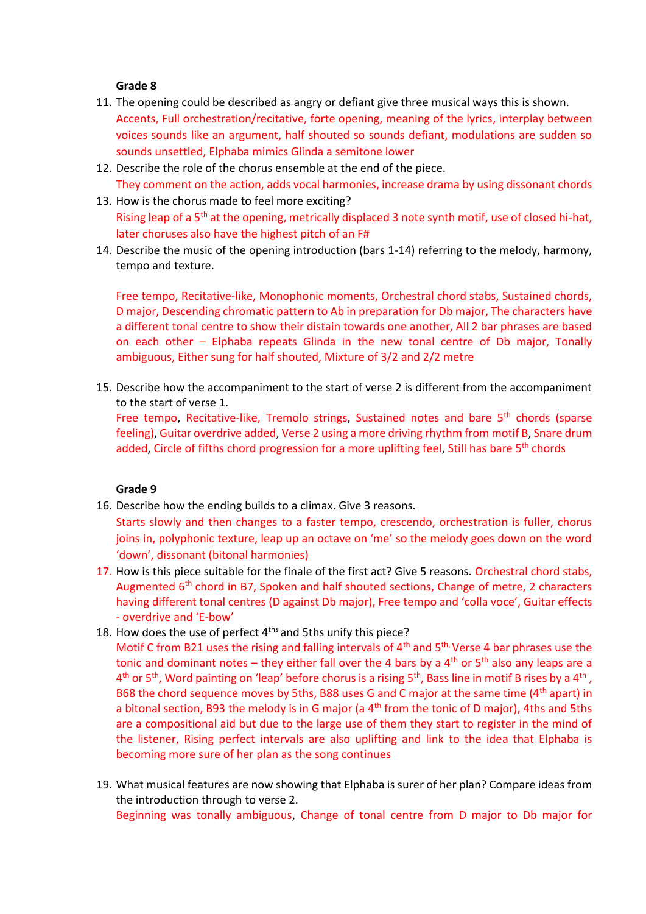**Grade 8**

11. The opening could be described as angry or defiant give three musical ways this is shown.
    Accents, Full orchestration/recitative, forte opening, meaning of the lyrics, interplay between voices sounds like an argument, half shouted so sounds defiant, modulations are sudden so sounds unsettled, Elphaba mimics Glinda a semitone lower
12. Describe the role of the chorus ensemble at the end of the piece.
    They comment on the action, adds vocal harmonies, increase drama by using dissonant chords
13. How is the chorus made to feel more exciting?
    Rising leap of a 5th at the opening, metrically displaced 3 note synth motif, use of closed hi-hat, later choruses also have the highest pitch of an F#
14. Describe the music of the opening introduction (bars 1-14) referring to the melody, harmony, tempo and texture.

    Free tempo, Recitative-like, Monophonic moments, Orchestral chord stabs, Sustained chords, D major, Descending chromatic pattern to Ab in preparation for Db major, The characters have a different tonal centre to show their distain towards one another, All 2 bar phrases are based on each other – Elphaba repeats Glinda in the new tonal centre of Db major, Tonally ambiguous, Either sung for half shouted, Mixture of 3/2 and 2/2 metre

15. Describe how the accompaniment to the start of verse 2 is different from the accompaniment to the start of verse 1.
    Free tempo, Recitative-like, Tremolo strings, Sustained notes and bare 5th chords (sparse feeling), Guitar overdrive added, Verse 2 using a more driving rhythm from motif B, Snare drum added, Circle of fifths chord progression for a more uplifting feel, Still has bare 5th chords

**Grade 9**

16. Describe how the ending builds to a climax. Give 3 reasons.
    Starts slowly and then changes to a faster tempo, crescendo, orchestration is fuller, chorus joins in, polyphonic texture, leap up an octave on 'me' so the melody goes down on the word 'down', dissonant (bitonal harmonies)
17. How is this piece suitable for the finale of the first act? Give 5 reasons. Orchestral chord stabs, Augmented 6th chord in B7, Spoken and half shouted sections, Change of metre, 2 characters having different tonal centres (D against Db major), Free tempo and 'colla voce', Guitar effects - overdrive and 'E-bow'
18. How does the use of perfect 4ths and 5ths unify this piece?
    Motif C from B21 uses the rising and falling intervals of 4th and 5th, Verse 4 bar phrases use the tonic and dominant notes – they either fall over the 4 bars by a 4th or 5th also any leaps are a 4th or 5th, Word painting on 'leap' before chorus is a rising 5th, Bass line in motif B rises by a 4th, B68 the chord sequence moves by 5ths, B88 uses G and C major at the same time (4th apart) in a bitonal section, B93 the melody is in G major (a 4th from the tonic of D major), 4ths and 5ths are a compositional aid but due to the large use of them they start to register in the mind of the listener, Rising perfect intervals are also uplifting and link to the idea that Elphaba is becoming more sure of her plan as the song continues

19. What musical features are now showing that Elphaba is surer of her plan? Compare ideas from the introduction through to verse 2.
    Beginning was tonally ambiguous, Change of tonal centre from D major to Db major for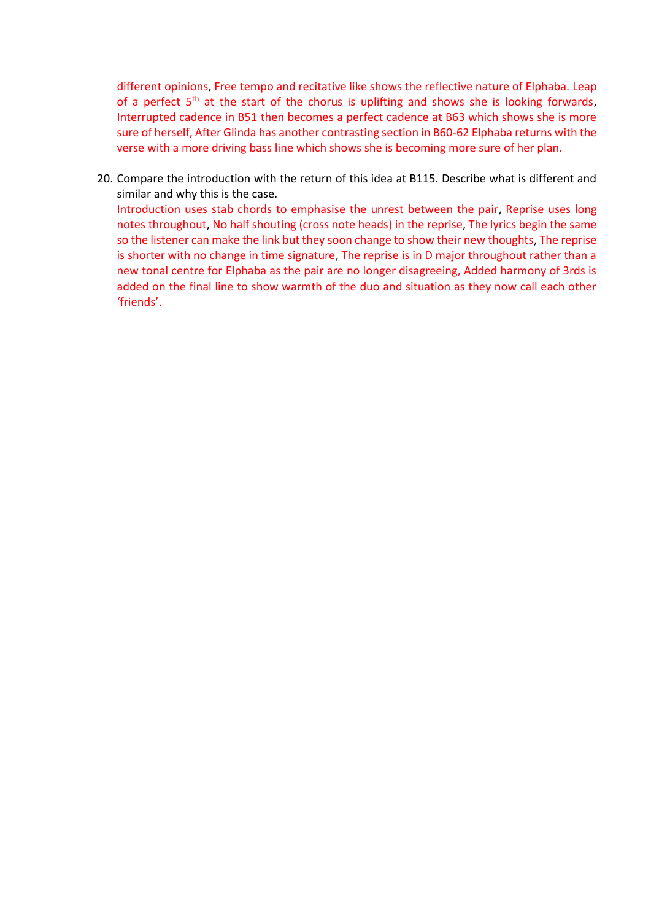different opinions, Free tempo and recitative like shows the reflective nature of Elphaba. Leap of a perfect 5$^{th}$ at the start of the chorus is uplifting and shows she is looking forwards, Interrupted cadence in B51 then becomes a perfect cadence at B63 which shows she is more sure of herself, After Glinda has another contrasting section in B60-62 Elphaba returns with the verse with a more driving bass line which shows she is becoming more sure of her plan.

20. Compare the introduction with the return of this idea at B115. Describe what is different and similar and why this is the case.
    Introduction uses stab chords to emphasise the unrest between the pair, Reprise uses long notes throughout, No half shouting (cross note heads) in the reprise, The lyrics begin the same so the listener can make the link but they soon change to show their new thoughts, The reprise is shorter with no change in time signature, The reprise is in D major throughout rather than a new tonal centre for Elphaba as the pair are no longer disagreeing, Added harmony of 3rds is added on the final line to show warmth of the duo and situation as they now call each other 'friends'.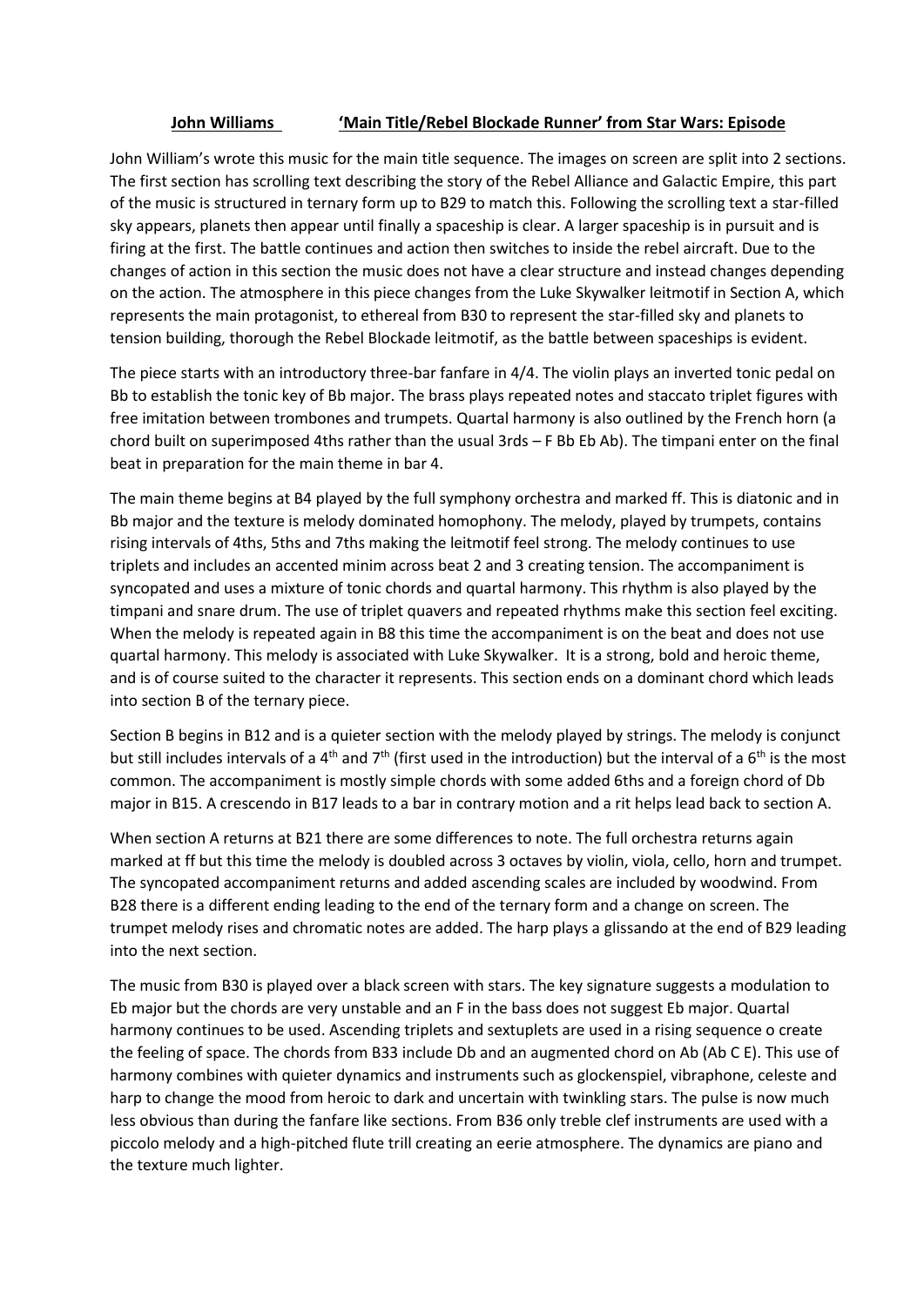## John Williams 'Main Title/Rebel Blockade Runner' from Star Wars: Episode

John William's wrote this music for the main title sequence. The images on screen are split into 2 sections. The first section has scrolling text describing the story of the Rebel Alliance and Galactic Empire, this part of the music is structured in ternary form up to B29 to match this. Following the scrolling text a star-filled sky appears, planets then appear until finally a spaceship is clear. A larger spaceship is in pursuit and is firing at the first. The battle continues and action then switches to inside the rebel aircraft. Due to the changes of action in this section the music does not have a clear structure and instead changes depending on the action. The atmosphere in this piece changes from the Luke Skywalker leitmotif in Section A, which represents the main protagonist, to ethereal from B30 to represent the star-filled sky and planets to tension building, thorough the Rebel Blockade leitmotif, as the battle between spaceships is evident.

The piece starts with an introductory three-bar fanfare in 4/4. The violin plays an inverted tonic pedal on Bb to establish the tonic key of Bb major. The brass plays repeated notes and staccato triplet figures with free imitation between trombones and trumpets. Quartal harmony is also outlined by the French horn (a chord built on superimposed 4ths rather than the usual 3rds – F Bb Eb Ab). The timpani enter on the final beat in preparation for the main theme in bar 4.

The main theme begins at B4 played by the full symphony orchestra and marked ff. This is diatonic and in Bb major and the texture is melody dominated homophony. The melody, played by trumpets, contains rising intervals of 4ths, 5ths and 7ths making the leitmotif feel strong. The melody continues to use triplets and includes an accented minim across beat 2 and 3 creating tension. The accompaniment is syncopated and uses a mixture of tonic chords and quartal harmony. This rhythm is also played by the timpani and snare drum. The use of triplet quavers and repeated rhythms make this section feel exciting. When the melody is repeated again in B8 this time the accompaniment is on the beat and does not use quartal harmony. This melody is associated with Luke Skywalker. It is a strong, bold and heroic theme, and is of course suited to the character it represents. This section ends on a dominant chord which leads into section B of the ternary piece.

Section B begins in B12 and is a quieter section with the melody played by strings. The melody is conjunct but still includes intervals of a 4th and 7th (first used in the introduction) but the interval of a 6th is the most common. The accompaniment is mostly simple chords with some added 6ths and a foreign chord of Db major in B15. A crescendo in B17 leads to a bar in contrary motion and a rit helps lead back to section A.

When section A returns at B21 there are some differences to note. The full orchestra returns again marked at ff but this time the melody is doubled across 3 octaves by violin, viola, cello, horn and trumpet. The syncopated accompaniment returns and added ascending scales are included by woodwind. From B28 there is a different ending leading to the end of the ternary form and a change on screen. The trumpet melody rises and chromatic notes are added. The harp plays a glissando at the end of B29 leading into the next section.

The music from B30 is played over a black screen with stars. The key signature suggests a modulation to Eb major but the chords are very unstable and an F in the bass does not suggest Eb major. Quartal harmony continues to be used. Ascending triplets and sextuplets are used in a rising sequence o create the feeling of space. The chords from B33 include Db and an augmented chord on Ab (Ab C E). This use of harmony combines with quieter dynamics and instruments such as glockenspiel, vibraphone, celeste and harp to change the mood from heroic to dark and uncertain with twinkling stars. The pulse is now much less obvious than during the fanfare like sections. From B36 only treble clef instruments are used with a piccolo melody and a high-pitched flute trill creating an eerie atmosphere. The dynamics are piano and the texture much lighter.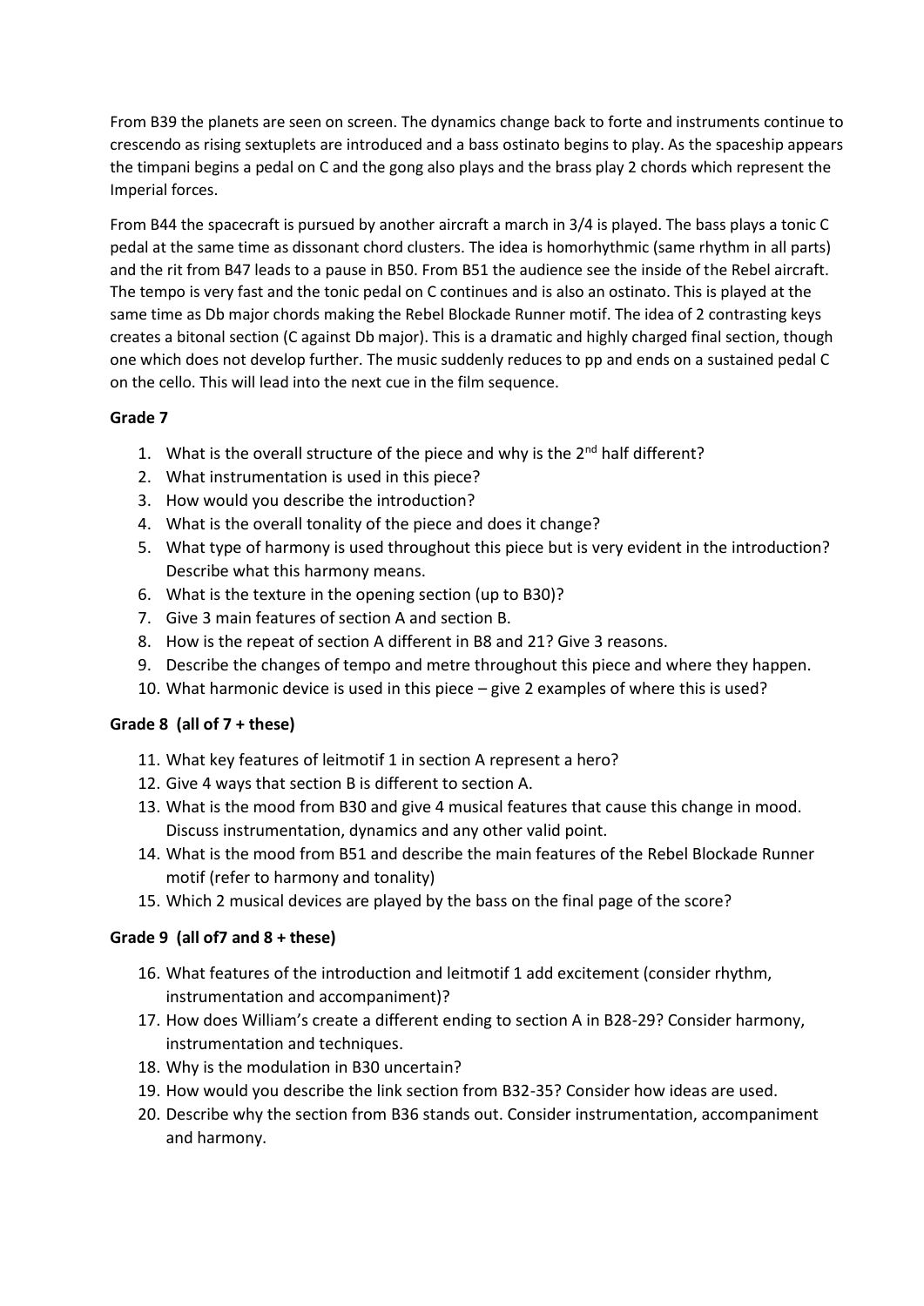From B39 the planets are seen on screen. The dynamics change back to forte and instruments continue to crescendo as rising sextuplets are introduced and a bass ostinato begins to play. As the spaceship appears the timpani begins a pedal on C and the gong also plays and the brass play 2 chords which represent the Imperial forces.

From B44 the spacecraft is pursued by another aircraft a march in 3/4 is played. The bass plays a tonic C pedal at the same time as dissonant chord clusters. The idea is homorhythmic (same rhythm in all parts) and the rit from B47 leads to a pause in B50. From B51 the audience see the inside of the Rebel aircraft. The tempo is very fast and the tonic pedal on C continues and is also an ostinato. This is played at the same time as Db major chords making the Rebel Blockade Runner motif. The idea of 2 contrasting keys creates a bitonal section (C against Db major). This is a dramatic and highly charged final section, though one which does not develop further. The music suddenly reduces to pp and ends on a sustained pedal C on the cello. This will lead into the next cue in the film sequence.

### Grade 7

1. What is the overall structure of the piece and why is the 2nd half different?
2. What instrumentation is used in this piece?
3. How would you describe the introduction?
4. What is the overall tonality of the piece and does it change?
5. What type of harmony is used throughout this piece but is very evident in the introduction? Describe what this harmony means.
6. What is the texture in the opening section (up to B30)?
7. Give 3 main features of section A and section B.
8. How is the repeat of section A different in B8 and 21? Give 3 reasons.
9. Describe the changes of tempo and metre throughout this piece and where they happen.
10. What harmonic device is used in this piece – give 2 examples of where this is used?

### Grade 8 (all of 7 + these)

11. What key features of leitmotif 1 in section A represent a hero?
12. Give 4 ways that section B is different to section A.
13. What is the mood from B30 and give 4 musical features that cause this change in mood. Discuss instrumentation, dynamics and any other valid point.
14. What is the mood from B51 and describe the main features of the Rebel Blockade Runner motif (refer to harmony and tonality)
15. Which 2 musical devices are played by the bass on the final page of the score?

### Grade 9 (all of7 and 8 + these)

16. What features of the introduction and leitmotif 1 add excitement (consider rhythm, instrumentation and accompaniment)?
17. How does William's create a different ending to section A in B28-29? Consider harmony, instrumentation and techniques.
18. Why is the modulation in B30 uncertain?
19. How would you describe the link section from B32-35? Consider how ideas are used.
20. Describe why the section from B36 stands out. Consider instrumentation, accompaniment and harmony.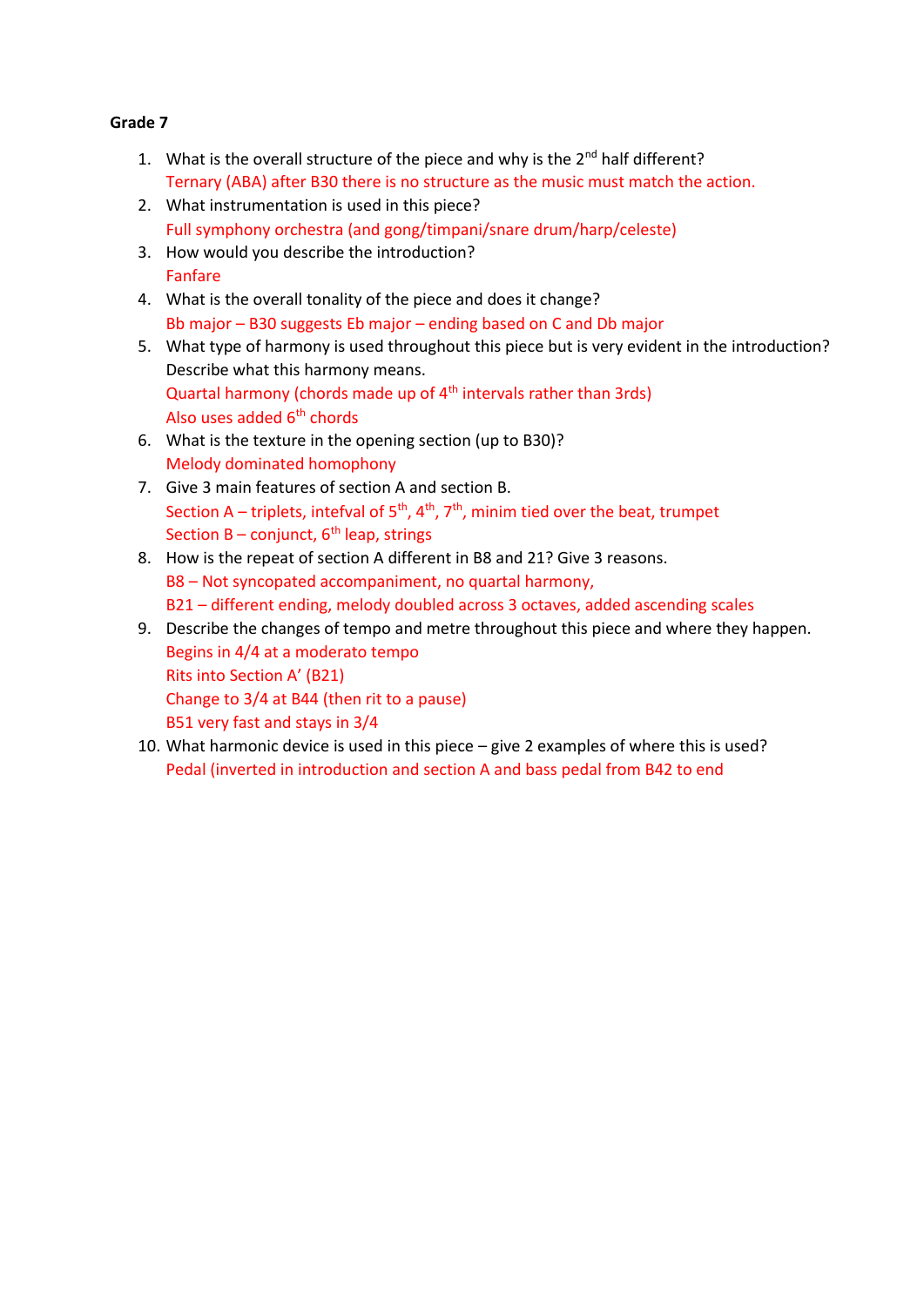**Grade 7**

1. What is the overall structure of the piece and why is the 2nd half different?
   Ternary (ABA) after B30 there is no structure as the music must match the action.
2. What instrumentation is used in this piece?
   Full symphony orchestra (and gong/timpani/snare drum/harp/celeste)
3. How would you describe the introduction?
   Fanfare
4. What is the overall tonality of the piece and does it change?
   Bb major – B30 suggests Eb major – ending based on C and Db major
5. What type of harmony is used throughout this piece but is very evident in the introduction? Describe what this harmony means.
   Quartal harmony (chords made up of 4th intervals rather than 3rds)
   Also uses added 6th chords
6. What is the texture in the opening section (up to B30)?
   Melody dominated homophony
7. Give 3 main features of section A and section B.
   Section A – triplets, intefval of 5th, 4th, 7th, minim tied over the beat, trumpet
   Section B – conjunct, 6th leap, strings
8. How is the repeat of section A different in B8 and 21? Give 3 reasons.
   B8 – Not syncopated accompaniment, no quartal harmony,
   B21 – different ending, melody doubled across 3 octaves, added ascending scales
9. Describe the changes of tempo and metre throughout this piece and where they happen.
   Begins in 4/4 at a moderato tempo
   Rits into Section A' (B21)
   Change to 3/4 at B44 (then rit to a pause)
   B51 very fast and stays in 3/4
10. What harmonic device is used in this piece – give 2 examples of where this is used?
    Pedal (inverted in introduction and section A and bass pedal from B42 to end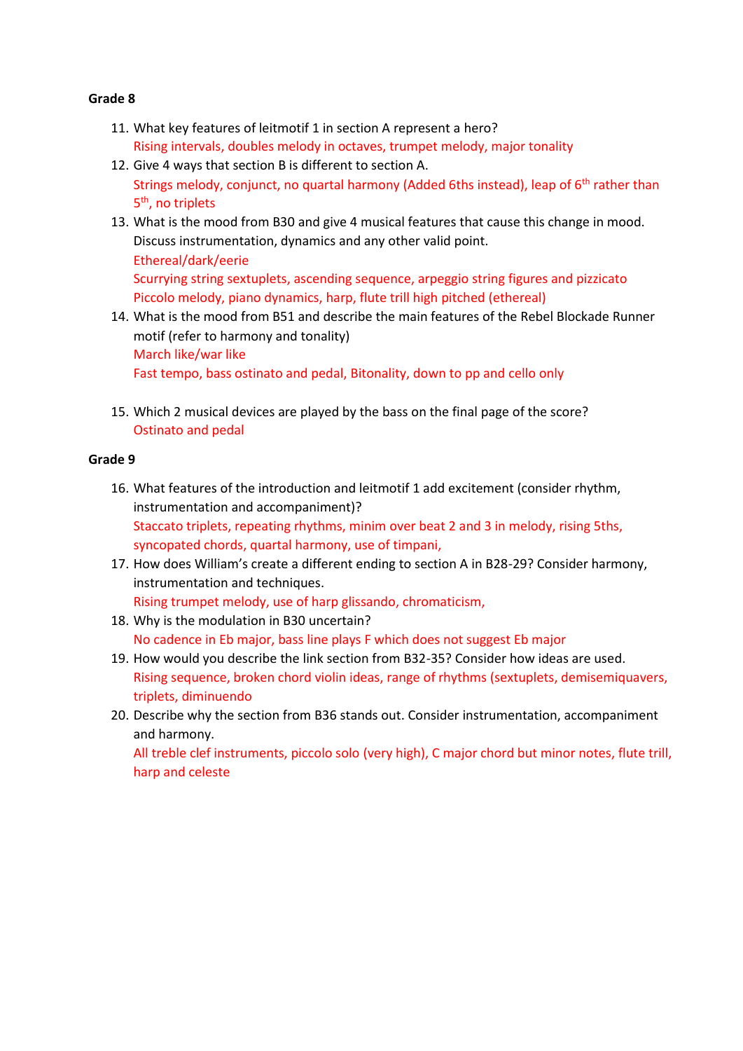**Grade 8**

11. What key features of leitmotif 1 in section A represent a hero?
    Rising intervals, doubles melody in octaves, trumpet melody, major tonality
12. Give 4 ways that section B is different to section A.
    Strings melody, conjunct, no quartal harmony (Added 6ths instead), leap of 6th rather than 5th, no triplets
13. What is the mood from B30 and give 4 musical features that cause this change in mood. Discuss instrumentation, dynamics and any other valid point.
    Ethereal/dark/eerie
    Scurrying string sextuplets, ascending sequence, arpeggio string figures and pizzicato
    Piccolo melody, piano dynamics, harp, flute trill high pitched (ethereal)
14. What is the mood from B51 and describe the main features of the Rebel Blockade Runner motif (refer to harmony and tonality)
    March like/war like
    Fast tempo, bass ostinato and pedal, Bitonality, down to pp and cello only

15. Which 2 musical devices are played by the bass on the final page of the score?
    Ostinato and pedal

**Grade 9**

16. What features of the introduction and leitmotif 1 add excitement (consider rhythm, instrumentation and accompaniment)?
    Staccato triplets, repeating rhythms, minim over beat 2 and 3 in melody, rising 5ths, syncopated chords, quartal harmony, use of timpani,
17. How does William's create a different ending to section A in B28-29? Consider harmony, instrumentation and techniques.
    Rising trumpet melody, use of harp glissando, chromaticism,
18. Why is the modulation in B30 uncertain?
    No cadence in Eb major, bass line plays F which does not suggest Eb major
19. How would you describe the link section from B32-35? Consider how ideas are used.
    Rising sequence, broken chord violin ideas, range of rhythms (sextuplets, demisemiquavers, triplets, diminuendo
20. Describe why the section from B36 stands out. Consider instrumentation, accompaniment and harmony.
    All treble clef instruments, piccolo solo (very high), C major chord but minor notes, flute trill, harp and celeste